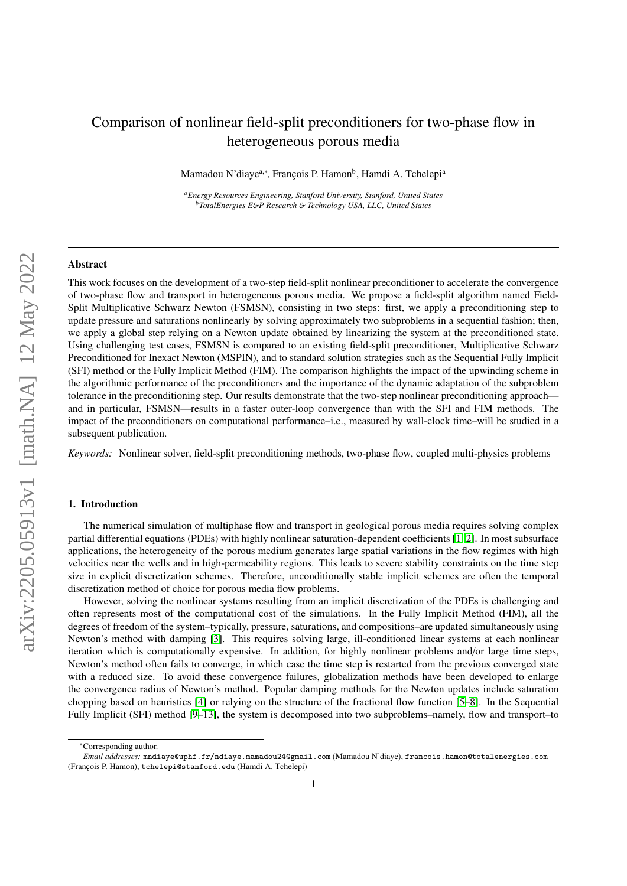# Comparison of nonlinear field-split preconditioners for two-phase flow in heterogeneous porous media

Mamadou N'diaye[a,*], François P. Hamon[b], Hamdi A. Tchelepi[a]

[a] *Energy Resources Engineering, Stanford University, Stanford, United States*
[b] *TotalEnergies E&P Research & Technology USA, LLC, United States*

---

## Abstract

This work focuses on the development of a two-step field-split nonlinear preconditioner to accelerate the convergence of two-phase flow and transport in heterogeneous porous media. We propose a field-split algorithm named Field-Split Multiplicative Schwarz Newton (FSMSN), consisting in two steps: first, we apply a preconditioning step to update pressure and saturations nonlinearly by solving approximately two subproblems in a sequential fashion; then, we apply a global step relying on a Newton update obtained by linearizing the system at the preconditioned state. Using challenging test cases, FSMSN is compared to an existing field-split preconditioner, Multiplicative Schwarz Preconditioned for Inexact Newton (MSPIN), and to standard solution strategies such as the Sequential Fully Implicit (SFI) method or the Fully Implicit Method (FIM). The comparison highlights the impact of the upwinding scheme in the algorithmic performance of the preconditioners and the importance of the dynamic adaptation of the subproblem tolerance in the preconditioning step. Our results demonstrate that the two-step nonlinear preconditioning approach—and in particular, FSMSN—results in a faster outer-loop convergence than with the SFI and FIM methods. The impact of the preconditioners on computational performance–i.e., measured by wall-clock time–will be studied in a subsequent publication.

*Keywords:* Nonlinear solver, field-split preconditioning methods, two-phase flow, coupled multi-physics problems

---

## 1. Introduction

The numerical simulation of multiphase flow and transport in geological porous media requires solving complex partial differential equations (PDEs) with highly nonlinear saturation-dependent coefficients [1, 2]. In most subsurface applications, the heterogeneity of the porous medium generates large spatial variations in the flow regimes with high velocities near the wells and in high-permeability regions. This leads to severe stability constraints on the time step size in explicit discretization schemes. Therefore, unconditionally stable implicit schemes are often the temporal discretization method of choice for porous media flow problems.

However, solving the nonlinear systems resulting from an implicit discretization of the PDEs is challenging and often represents most of the computational cost of the simulations. In the Fully Implicit Method (FIM), all the degrees of freedom of the system–typically, pressure, saturations, and compositions–are updated simultaneously using Newton's method with damping [3]. This requires solving large, ill-conditioned linear systems at each nonlinear iteration which is computationally expensive. In addition, for highly nonlinear problems and/or large time steps, Newton's method often fails to converge, in which case the time step is restarted from the previous converged state with a reduced size. To avoid these convergence failures, globalization methods have been developed to enlarge the convergence radius of Newton's method. Popular damping methods for the Newton updates include saturation chopping based on heuristics [4] or relying on the structure of the fractional flow function [5–8]. In the Sequential Fully Implicit (SFI) method [9–13], the system is decomposed into two subproblems–namely, flow and transport–to

---

*Corresponding author.
*Email addresses:* mndiaye@uphf.fr/ndiaye.mamadou24@gmail.com (Mamadou N'diaye), francois.hamon@totalenergies.com (François P. Hamon), tchelepi@stanford.edu (Hamdi A. Tchelepi)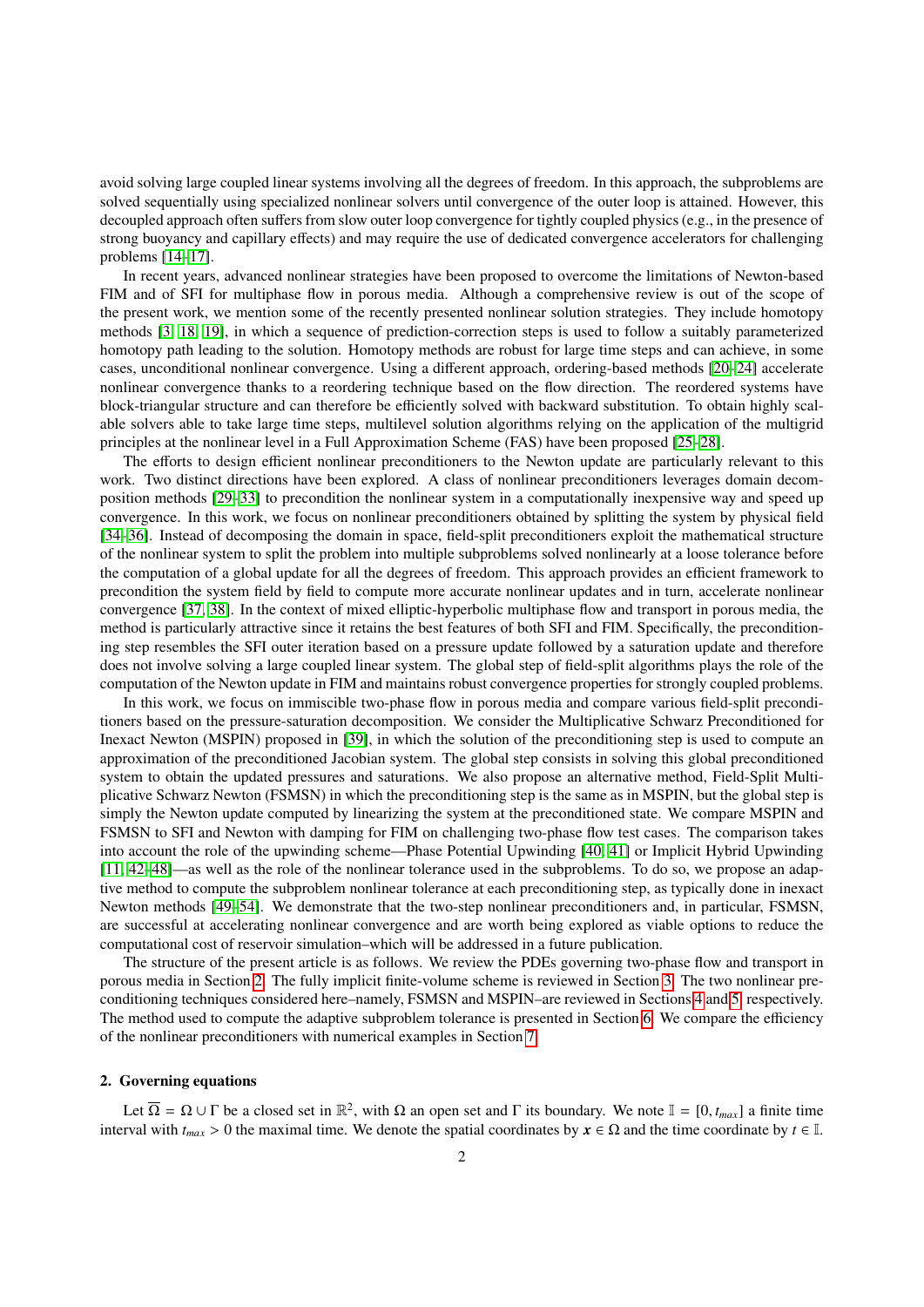avoid solving large coupled linear systems involving all the degrees of freedom. In this approach, the subproblems are solved sequentially using specialized nonlinear solvers until convergence of the outer loop is attained. However, this decoupled approach often suffers from slow outer loop convergence for tightly coupled physics (e.g., in the presence of strong buoyancy and capillary effects) and may require the use of dedicated convergence accelerators for challenging problems [14–17].

In recent years, advanced nonlinear strategies have been proposed to overcome the limitations of Newton-based FIM and of SFI for multiphase flow in porous media. Although a comprehensive review is out of the scope of the present work, we mention some of the recently presented nonlinear solution strategies. They include homotopy methods [3, 18, 19], in which a sequence of prediction-correction steps is used to follow a suitably parameterized homotopy path leading to the solution. Homotopy methods are robust for large time steps and can achieve, in some cases, unconditional nonlinear convergence. Using a different approach, ordering-based methods [20–24] accelerate nonlinear convergence thanks to a reordering technique based on the flow direction. The reordered systems have block-triangular structure and can therefore be efficiently solved with backward substitution. To obtain highly scalable solvers able to take large time steps, multilevel solution algorithms relying on the application of the multigrid principles at the nonlinear level in a Full Approximation Scheme (FAS) have been proposed [25–28].

The efforts to design efficient nonlinear preconditioners to the Newton update are particularly relevant to this work. Two distinct directions have been explored. A class of nonlinear preconditioners leverages domain decomposition methods [29–33] to precondition the nonlinear system in a computationally inexpensive way and speed up convergence. In this work, we focus on nonlinear preconditioners obtained by splitting the system by physical field [34–36]. Instead of decomposing the domain in space, field-split preconditioners exploit the mathematical structure of the nonlinear system to split the problem into multiple subproblems solved nonlinearly at a loose tolerance before the computation of a global update for all the degrees of freedom. This approach provides an efficient framework to precondition the system field by field to compute more accurate nonlinear updates and in turn, accelerate nonlinear convergence [37, 38]. In the context of mixed elliptic-hyperbolic multiphase flow and transport in porous media, the method is particularly attractive since it retains the best features of both SFI and FIM. Specifically, the preconditioning step resembles the SFI outer iteration based on a pressure update followed by a saturation update and therefore does not involve solving a large coupled linear system. The global step of field-split algorithms plays the role of the computation of the Newton update in FIM and maintains robust convergence properties for strongly coupled problems.

In this work, we focus on immiscible two-phase flow in porous media and compare various field-split preconditioners based on the pressure-saturation decomposition. We consider the Multiplicative Schwarz Preconditioned for Inexact Newton (MSPIN) proposed in [39], in which the solution of the preconditioning step is used to compute an approximation of the preconditioned Jacobian system. The global step consists in solving this global preconditioned system to obtain the updated pressures and saturations. We also propose an alternative method, Field-Split Multiplicative Schwarz Newton (FSMSN) in which the preconditioning step is the same as in MSPIN, but the global step is simply the Newton update computed by linearizing the system at the preconditioned state. We compare MSPIN and FSMSN to SFI and Newton with damping for FIM on challenging two-phase flow test cases. The comparison takes into account the role of the upwinding scheme—Phase Potential Upwinding [40, 41] or Implicit Hybrid Upwinding [11, 42–48]—as well as the role of the nonlinear tolerance used in the subproblems. To do so, we propose an adaptive method to compute the subproblem nonlinear tolerance at each preconditioning step, as typically done in inexact Newton methods [49–54]. We demonstrate that the two-step nonlinear preconditioners and, in particular, FSMSN, are successful at accelerating nonlinear convergence and are worth being explored as viable options to reduce the computational cost of reservoir simulation–which will be addressed in a future publication.

The structure of the present article is as follows. We review the PDEs governing two-phase flow and transport in porous media in Section 2. The fully implicit finite-volume scheme is reviewed in Section 3. The two nonlinear preconditioning techniques considered here–namely, FSMSN and MSPIN–are reviewed in Sections 4 and 5, respectively. The method used to compute the adaptive subproblem tolerance is presented in Section 6. We compare the efficiency of the nonlinear preconditioners with numerical examples in Section 7.

## 2. Governing equations

Let $\overline{\Omega} = \Omega \cup \Gamma$ be a closed set in $\mathbb{R}^2$, with $\Omega$ an open set and $\Gamma$ its boundary. We note $\mathbb{I} = [0, t_{max}]$ a finite time interval with $t_{max} > 0$ the maximal time. We denote the spatial coordinates by $\boldsymbol{x} \in \Omega$ and the time coordinate by $t \in \mathbb{I}$.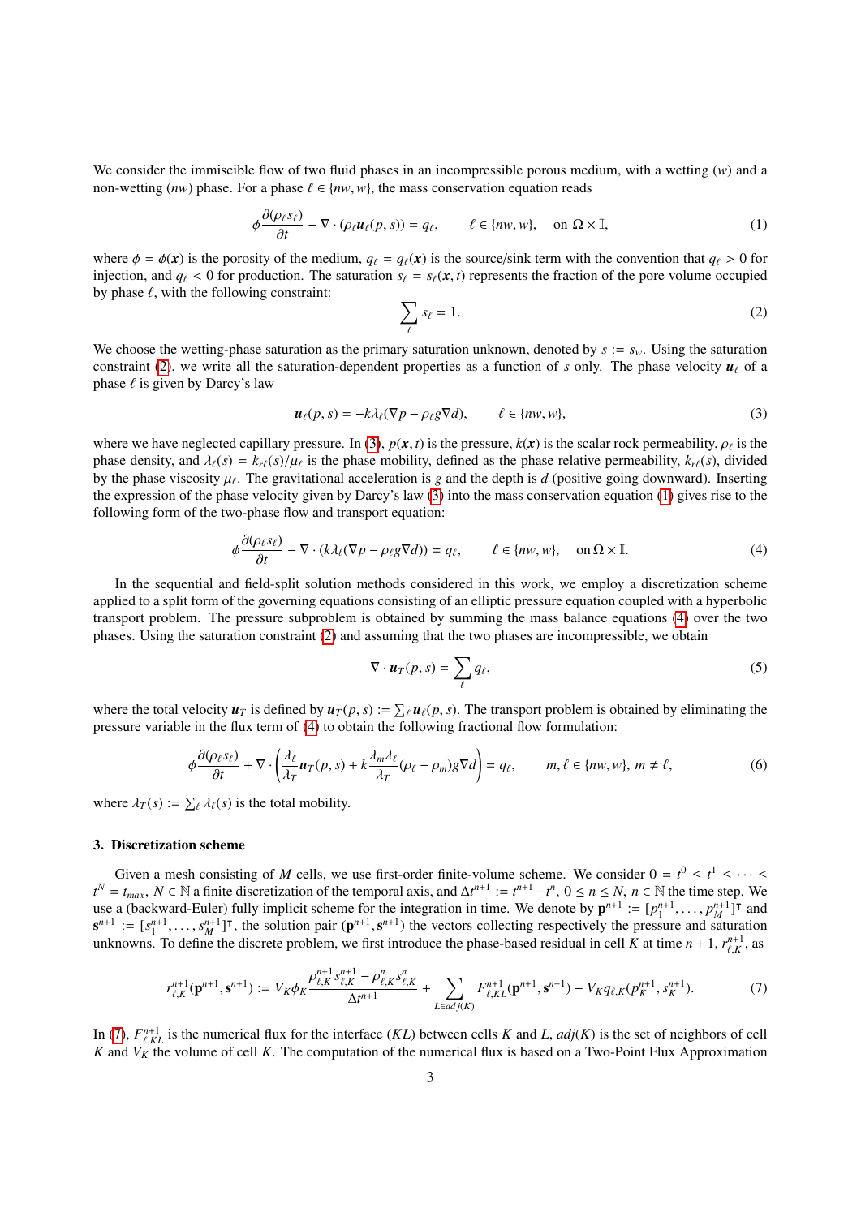We consider the immiscible flow of two fluid phases in an incompressible porous medium, with a wetting ($w$) and a non-wetting ($nw$) phase. For a phase $\ell \in \{nw, w\}$, the mass conservation equation reads

$$\phi \frac{\partial(\rho_\ell s_\ell)}{\partial t} - \nabla \cdot (\rho_\ell \boldsymbol{u}_\ell(p, s)) = q_\ell, \qquad \ell \in \{nw, w\}, \quad \text{on } \Omega \times \mathbb{I}, \tag{1}$$

where $\phi = \phi(\boldsymbol{x})$ is the porosity of the medium, $q_\ell = q_\ell(\boldsymbol{x})$ is the source/sink term with the convention that $q_\ell > 0$ for injection, and $q_\ell < 0$ for production. The saturation $s_\ell = s_\ell(\boldsymbol{x}, t)$ represents the fraction of the pore volume occupied by phase $\ell$, with the following constraint:

$$\sum_\ell s_\ell = 1. \tag{2}$$

We choose the wetting-phase saturation as the primary saturation unknown, denoted by $s := s_w$. Using the saturation constraint (2), we write all the saturation-dependent properties as a function of $s$ only. The phase velocity $\boldsymbol{u}_\ell$ of a phase $\ell$ is given by Darcy's law

$$\boldsymbol{u}_\ell(p, s) = -k\lambda_\ell(\nabla p - \rho_\ell g \nabla d), \qquad \ell \in \{nw, w\}, \tag{3}$$

where we have neglected capillary pressure. In (3), $p(\boldsymbol{x}, t)$ is the pressure, $k(\boldsymbol{x})$ is the scalar rock permeability, $\rho_\ell$ is the phase density, and $\lambda_\ell(s) = k_{r\ell}(s)/\mu_\ell$ is the phase mobility, defined as the phase relative permeability, $k_{r\ell}(s)$, divided by the phase viscosity $\mu_\ell$. The gravitational acceleration is $g$ and the depth is $d$ (positive going downward). Inserting the expression of the phase velocity given by Darcy's law (3) into the mass conservation equation (1) gives rise to the following form of the two-phase flow and transport equation:

$$\phi \frac{\partial(\rho_\ell s_\ell)}{\partial t} - \nabla \cdot (k\lambda_\ell(\nabla p - \rho_\ell g \nabla d)) = q_\ell, \qquad \ell \in \{nw, w\}, \quad \text{on } \Omega \times \mathbb{I}. \tag{4}$$

In the sequential and field-split solution methods considered in this work, we employ a discretization scheme applied to a split form of the governing equations consisting of an elliptic pressure equation coupled with a hyperbolic transport problem. The pressure subproblem is obtained by summing the mass balance equations (4) over the two phases. Using the saturation constraint (2) and assuming that the two phases are incompressible, we obtain

$$\nabla \cdot \boldsymbol{u}_T(p, s) = \sum_\ell q_\ell, \tag{5}$$

where the total velocity $\boldsymbol{u}_T$ is defined by $\boldsymbol{u}_T(p, s) := \sum_\ell \boldsymbol{u}_\ell(p, s)$. The transport problem is obtained by eliminating the pressure variable in the flux term of (4) to obtain the following fractional flow formulation:

$$\phi \frac{\partial(\rho_\ell s_\ell)}{\partial t} + \nabla \cdot \left( \frac{\lambda_\ell}{\lambda_T} \boldsymbol{u}_T(p, s) + k \frac{\lambda_m \lambda_\ell}{\lambda_T} (\rho_\ell - \rho_m) g \nabla d \right) = q_\ell, \qquad m, \ell \in \{nw, w\}, \, m \neq \ell, \tag{6}$$

where $\lambda_T(s) := \sum_\ell \lambda_\ell(s)$ is the total mobility.

## 3. Discretization scheme

Given a mesh consisting of $M$ cells, we use first-order finite-volume scheme. We consider $0 = t^0 \leq t^1 \leq \cdots \leq t^N = t_{max}$, $N \in \mathbb{N}$ a finite discretization of the temporal axis, and $\Delta t^{n+1} := t^{n+1} - t^n$, $0 \leq n \leq N$, $n \in \mathbb{N}$ the time step. We use a (backward-Euler) fully implicit scheme for the integration in time. We denote by $\mathbf{p}^{n+1} := [p_1^{n+1}, \ldots, p_M^{n+1}]^\intercal$ and $\mathbf{s}^{n+1} := [s_1^{n+1}, \ldots, s_M^{n+1}]^\intercal$, the solution pair $(\mathbf{p}^{n+1}, \mathbf{s}^{n+1})$ the vectors collecting respectively the pressure and saturation unknowns. To define the discrete problem, we first introduce the phase-based residual in cell $K$ at time $n+1$, $r_{\ell,K}^{n+1}$, as

$$r_{\ell,K}^{n+1}(\mathbf{p}^{n+1}, \mathbf{s}^{n+1}) := V_K \phi_K \frac{\rho_{\ell,K}^{n+1} s_{\ell,K}^{n+1} - \rho_{\ell,K}^{n} s_{\ell,K}^{n}}{\Delta t^{n+1}} + \sum_{L \in adj(K)} F_{\ell,KL}^{n+1}(\mathbf{p}^{n+1}, \mathbf{s}^{n+1}) - V_K q_{\ell,K}(p_K^{n+1}, s_K^{n+1}). \tag{7}$$

In (7), $F_{\ell,KL}^{n+1}$ is the numerical flux for the interface $(KL)$ between cells $K$ and $L$, $adj(K)$ is the set of neighbors of cell $K$ and $V_K$ the volume of cell $K$. The computation of the numerical flux is based on a Two-Point Flux Approximation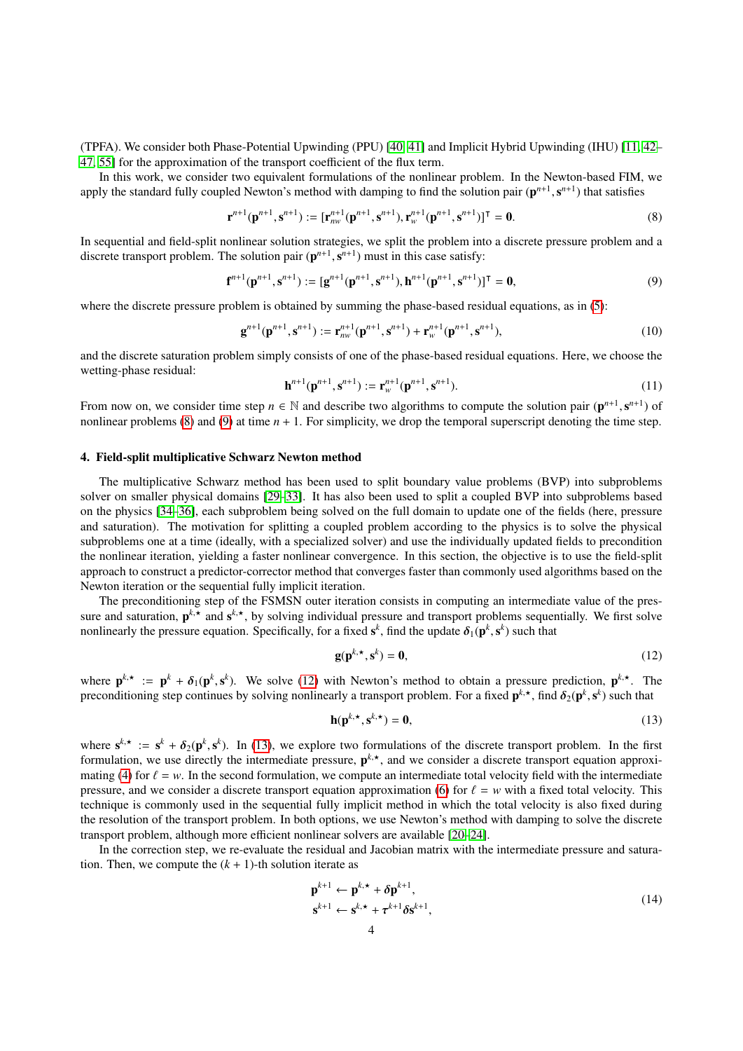(TPFA). We consider both Phase-Potential Upwinding (PPU) [40, 41] and Implicit Hybrid Upwinding (IHU) [11, 42–47, 55] for the approximation of the transport coefficient of the flux term.

In this work, we consider two equivalent formulations of the nonlinear problem. In the Newton-based FIM, we apply the standard fully coupled Newton's method with damping to find the solution pair $(\mathbf{p}^{n+1}, \mathbf{s}^{n+1})$ that satisfies

$$\mathbf{r}^{n+1}(\mathbf{p}^{n+1}, \mathbf{s}^{n+1}) := [\mathbf{r}^{n+1}_{nw}(\mathbf{p}^{n+1}, \mathbf{s}^{n+1}), \mathbf{r}^{n+1}_{w}(\mathbf{p}^{n+1}, \mathbf{s}^{n+1})]^{\intercal} = \mathbf{0}. \tag{8}$$

In sequential and field-split nonlinear solution strategies, we split the problem into a discrete pressure problem and a discrete transport problem. The solution pair $(\mathbf{p}^{n+1}, \mathbf{s}^{n+1})$ must in this case satisfy:

$$\mathbf{f}^{n+1}(\mathbf{p}^{n+1}, \mathbf{s}^{n+1}) := [\mathbf{g}^{n+1}(\mathbf{p}^{n+1}, \mathbf{s}^{n+1}), \mathbf{h}^{n+1}(\mathbf{p}^{n+1}, \mathbf{s}^{n+1})]^{\intercal} = \mathbf{0}, \tag{9}$$

where the discrete pressure problem is obtained by summing the phase-based residual equations, as in (5):

$$\mathbf{g}^{n+1}(\mathbf{p}^{n+1}, \mathbf{s}^{n+1}) := \mathbf{r}^{n+1}_{nw}(\mathbf{p}^{n+1}, \mathbf{s}^{n+1}) + \mathbf{r}^{n+1}_{w}(\mathbf{p}^{n+1}, \mathbf{s}^{n+1}), \tag{10}$$

and the discrete saturation problem simply consists of one of the phase-based residual equations. Here, we choose the wetting-phase residual:

$$\mathbf{h}^{n+1}(\mathbf{p}^{n+1}, \mathbf{s}^{n+1}) := \mathbf{r}^{n+1}_{w}(\mathbf{p}^{n+1}, \mathbf{s}^{n+1}). \tag{11}$$

From now on, we consider time step $n \in \mathbb{N}$ and describe two algorithms to compute the solution pair $(\mathbf{p}^{n+1}, \mathbf{s}^{n+1})$ of nonlinear problems (8) and (9) at time $n + 1$. For simplicity, we drop the temporal superscript denoting the time step.

## 4. Field-split multiplicative Schwarz Newton method

The multiplicative Schwarz method has been used to split boundary value problems (BVP) into subproblems solver on smaller physical domains [29–33]. It has also been used to split a coupled BVP into subproblems based on the physics [34–36], each subproblem being solved on the full domain to update one of the fields (here, pressure and saturation). The motivation for splitting a coupled problem according to the physics is to solve the physical subproblems one at a time (ideally, with a specialized solver) and use the individually updated fields to precondition the nonlinear iteration, yielding a faster nonlinear convergence. In this section, the objective is to use the field-split approach to construct a predictor-corrector method that converges faster than commonly used algorithms based on the Newton iteration or the sequential fully implicit iteration.

The preconditioning step of the FSMSN outer iteration consists in computing an intermediate value of the pressure and saturation, $\mathbf{p}^{k,\star}$ and $\mathbf{s}^{k,\star}$, by solving individual pressure and transport problems sequentially. We first solve nonlinearly the pressure equation. Specifically, for a fixed $\mathbf{s}^{k}$, find the update $\boldsymbol{\delta}_1(\mathbf{p}^{k}, \mathbf{s}^{k})$ such that

$$\mathbf{g}(\mathbf{p}^{k,\star}, \mathbf{s}^{k}) = \mathbf{0}, \tag{12}$$

where $\mathbf{p}^{k,\star} := \mathbf{p}^{k} + \boldsymbol{\delta}_1(\mathbf{p}^{k}, \mathbf{s}^{k})$. We solve (12) with Newton's method to obtain a pressure prediction, $\mathbf{p}^{k,\star}$. The preconditioning step continues by solving nonlinearly a transport problem. For a fixed $\mathbf{p}^{k,\star}$, find $\boldsymbol{\delta}_2(\mathbf{p}^{k}, \mathbf{s}^{k})$ such that

$$\mathbf{h}(\mathbf{p}^{k,\star}, \mathbf{s}^{k,\star}) = \mathbf{0}, \tag{13}$$

where $\mathbf{s}^{k,\star} := \mathbf{s}^{k} + \boldsymbol{\delta}_2(\mathbf{p}^{k}, \mathbf{s}^{k})$. In (13), we explore two formulations of the discrete transport problem. In the first formulation, we use directly the intermediate pressure, $\mathbf{p}^{k,\star}$, and we consider a discrete transport equation approximating (4) for $\ell = w$. In the second formulation, we compute an intermediate total velocity field with the intermediate pressure, and we consider a discrete transport equation approximation (6) for $\ell = w$ with a fixed total velocity. This technique is commonly used in the sequential fully implicit method in which the total velocity is also fixed during the resolution of the transport problem. In both options, we use Newton's method with damping to solve the discrete transport problem, although more efficient nonlinear solvers are available [20–24].

In the correction step, we re-evaluate the residual and Jacobian matrix with the intermediate pressure and saturation. Then, we compute the $(k + 1)$-th solution iterate as

$$\begin{aligned} \mathbf{p}^{k+1} &\leftarrow \mathbf{p}^{k,\star} + \boldsymbol{\delta}\mathbf{p}^{k+1}, \\ \mathbf{s}^{k+1} &\leftarrow \mathbf{s}^{k,\star} + \tau^{k+1}\boldsymbol{\delta}\mathbf{s}^{k+1}, \end{aligned} \tag{14}$$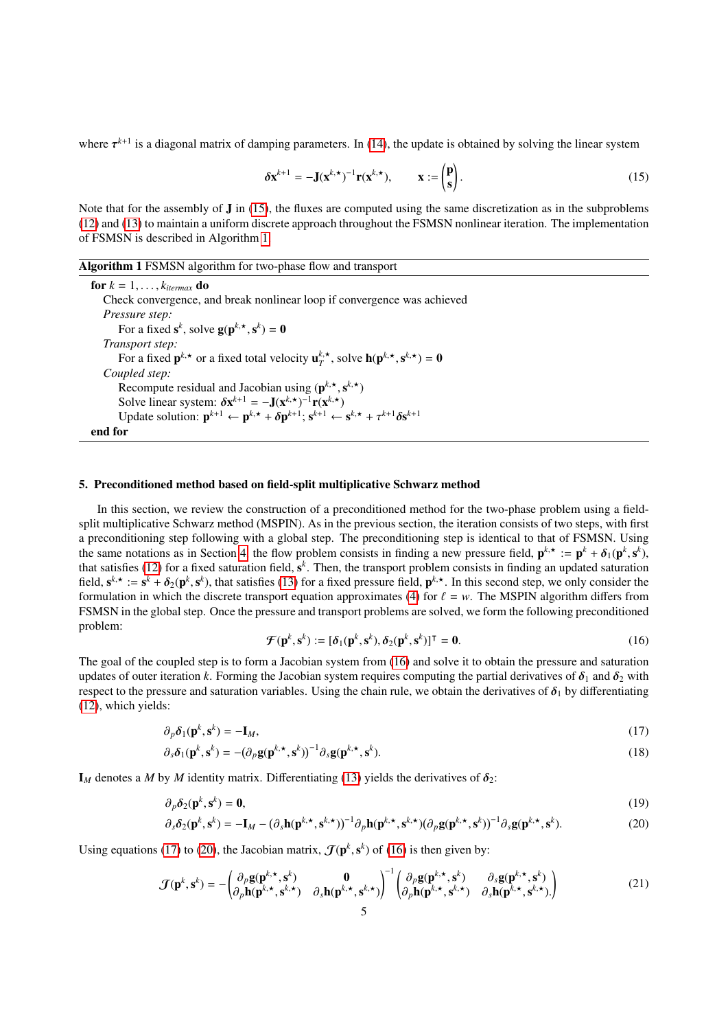where $\boldsymbol{\tau}^{k+1}$ is a diagonal matrix of damping parameters. In (14), the update is obtained by solving the linear system

$$\boldsymbol{\delta}\mathbf{x}^{k+1} = -\mathbf{J}(\mathbf{x}^{k,\star})^{-1}\mathbf{r}(\mathbf{x}^{k,\star}), \qquad \mathbf{x} := \begin{pmatrix}\mathbf{p}\\ \mathbf{s}\end{pmatrix}. \tag{15}$$

Note that for the assembly of $\mathbf{J}$ in (15), the fluxes are computed using the same discretization as in the subproblems (12) and (13) to maintain a uniform discrete approach throughout the FSMSN nonlinear iteration. The implementation of FSMSN is described in Algorithm 1.

**Algorithm 1** FSMSN algorithm for two-phase flow and transport

```
for k = 1, ..., k_itermax do
    Check convergence, and break nonlinear loop if convergence was achieved
    Pressure step:
        For a fixed s^k, solve g(p^{k,*}, s^k) = 0
    Transport step:
        For a fixed p^{k,*} or a fixed total velocity u_T^{k,*}, solve h(p^{k,*}, s^{k,*}) = 0
    Coupled step:
        Recompute residual and Jacobian using (p^{k,*}, s^{k,*})
        Solve linear system: δx^{k+1} = -J(x^{k,*})^{-1} r(x^{k,*})
        Update solution: p^{k+1} ← p^{k,*} + δp^{k+1}; s^{k+1} ← s^{k,*} + τ^{k+1} δs^{k+1}
end for
```

## 5. Preconditioned method based on field-split multiplicative Schwarz method

In this section, we review the construction of a preconditioned method for the two-phase problem using a field-split multiplicative Schwarz method (MSPIN). As in the previous section, the iteration consists of two steps, with first a preconditioning step following with a global step. The preconditioning step is identical to that of FSMSN. Using the same notations as in Section 4, the flow problem consists in finding a new pressure field, $\mathbf{p}^{k,\star} := \mathbf{p}^k + \boldsymbol{\delta}_1(\mathbf{p}^k, \mathbf{s}^k)$, that satisfies (12) for a fixed saturation field, $\mathbf{s}^k$. Then, the transport problem consists in finding an updated saturation field, $\mathbf{s}^{k,\star} := \mathbf{s}^k + \boldsymbol{\delta}_2(\mathbf{p}^k, \mathbf{s}^k)$, that satisfies (13) for a fixed pressure field, $\mathbf{p}^{k,\star}$. In this second step, we only consider the formulation in which the discrete transport equation approximates (4) for $\ell = w$. The MSPIN algorithm differs from FSMSN in the global step. Once the pressure and transport problems are solved, we form the following preconditioned problem:

$$\mathcal{F}(\mathbf{p}^k, \mathbf{s}^k) := [\boldsymbol{\delta}_1(\mathbf{p}^k, \mathbf{s}^k), \boldsymbol{\delta}_2(\mathbf{p}^k, \mathbf{s}^k)]^\intercal = \mathbf{0}. \tag{16}$$

The goal of the coupled step is to form a Jacobian system from (16) and solve it to obtain the pressure and saturation updates of outer iteration $k$. Forming the Jacobian system requires computing the partial derivatives of $\boldsymbol{\delta}_1$ and $\boldsymbol{\delta}_2$ with respect to the pressure and saturation variables. Using the chain rule, we obtain the derivatives of $\boldsymbol{\delta}_1$ by differentiating (12), which yields:

$$\partial_p \boldsymbol{\delta}_1(\mathbf{p}^k, \mathbf{s}^k) = -\mathbf{I}_M, \tag{17}$$

$$\partial_s \boldsymbol{\delta}_1(\mathbf{p}^k, \mathbf{s}^k) = -(\partial_p \mathbf{g}(\mathbf{p}^{k,\star}, \mathbf{s}^k))^{-1}\partial_s \mathbf{g}(\mathbf{p}^{k,\star}, \mathbf{s}^k). \tag{18}$$

$\mathbf{I}_M$ denotes a $M$ by $M$ identity matrix. Differentiating (13) yields the derivatives of $\boldsymbol{\delta}_2$:

$$\partial_p \boldsymbol{\delta}_2(\mathbf{p}^k, \mathbf{s}^k) = \mathbf{0}, \tag{19}$$

$$\partial_s \boldsymbol{\delta}_2(\mathbf{p}^k, \mathbf{s}^k) = -\mathbf{I}_M - (\partial_s \mathbf{h}(\mathbf{p}^{k,\star}, \mathbf{s}^{k,\star}))^{-1}\partial_p \mathbf{h}(\mathbf{p}^{k,\star}, \mathbf{s}^{k,\star})(\partial_p \mathbf{g}(\mathbf{p}^{k,\star}, \mathbf{s}^k))^{-1}\partial_s \mathbf{g}(\mathbf{p}^{k,\star}, \mathbf{s}^k). \tag{20}$$

Using equations (17) to (20), the Jacobian matrix, $\mathcal{J}(\mathbf{p}^k, \mathbf{s}^k)$ of (16) is then given by:

$$\mathcal{J}(\mathbf{p}^k, \mathbf{s}^k) = -\begin{pmatrix}\partial_p \mathbf{g}(\mathbf{p}^{k,\star}, \mathbf{s}^k) & \mathbf{0}\\ \partial_p \mathbf{h}(\mathbf{p}^{k,\star}, \mathbf{s}^{k,\star}) & \partial_s \mathbf{h}(\mathbf{p}^{k,\star}, \mathbf{s}^{k,\star})\end{pmatrix}^{-1}\begin{pmatrix}\partial_p \mathbf{g}(\mathbf{p}^{k,\star}, \mathbf{s}^k) & \partial_s \mathbf{g}(\mathbf{p}^{k,\star}, \mathbf{s}^k)\\ \partial_p \mathbf{h}(\mathbf{p}^{k,\star}, \mathbf{s}^{k,\star}) & \partial_s \mathbf{h}(\mathbf{p}^{k,\star}, \mathbf{s}^{k,\star}).\end{pmatrix} \tag{21}$$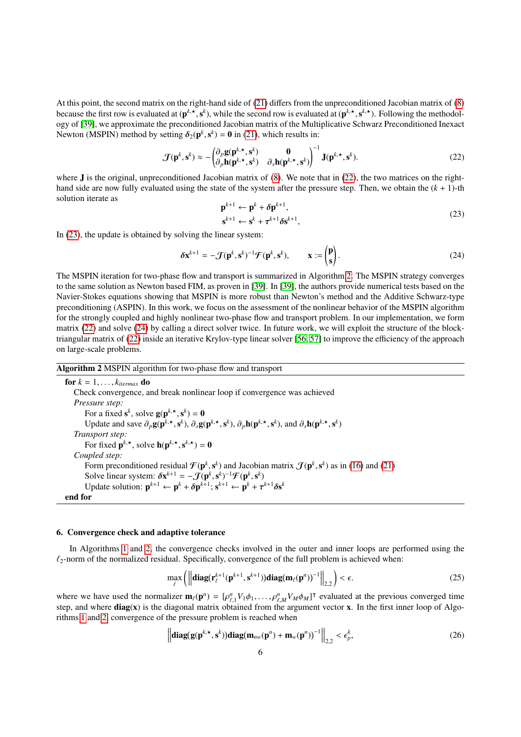At this point, the second matrix on the right-hand side of (21) differs from the unpreconditioned Jacobian matrix of (8) because the first row is evaluated at $(\mathbf{p}^{k,\star}, \mathbf{s}^k)$, while the second row is evaluated at $(\mathbf{p}^{k,\star}, \mathbf{s}^{k,\star})$. Following the methodology of [39], we approximate the preconditioned Jacobian matrix of the Multiplicative Schwarz Preconditioned Inexact Newton (MSPIN) method by setting $\boldsymbol{\delta}_2(\mathbf{p}^k, \mathbf{s}^k) = \mathbf{0}$ in (21), which results in:

$$\mathcal{J}(\mathbf{p}^k, \mathbf{s}^k) \approx -\begin{pmatrix} \partial_p \mathbf{g}(\mathbf{p}^{k,\star}, \mathbf{s}^k) & \mathbf{0} \\ \partial_p \mathbf{h}(\mathbf{p}^{k,\star}, \mathbf{s}^k) & \partial_s \mathbf{h}(\mathbf{p}^{k,\star}, \mathbf{s}^k) \end{pmatrix}^{-1} \mathbf{J}(\mathbf{p}^{k,\star}, \mathbf{s}^k). \tag{22}$$

where $\mathbf{J}$ is the original, unpreconditioned Jacobian matrix of (8). We note that in (22), the two matrices on the right-hand side are now fully evaluated using the state of the system after the pressure step. Then, we obtain the $(k+1)$-th solution iterate as

$$\begin{aligned} \mathbf{p}^{k+1} &\leftarrow \mathbf{p}^k + \boldsymbol{\delta}\mathbf{p}^{k+1}, \\ \mathbf{s}^{k+1} &\leftarrow \mathbf{s}^k + \tau^{k+1}\boldsymbol{\delta}\mathbf{s}^{k+1}, \end{aligned} \tag{23}$$

In (23), the update is obtained by solving the linear system:

$$\boldsymbol{\delta}\mathbf{x}^{k+1} = -\mathcal{J}(\mathbf{p}^k, \mathbf{s}^k)^{-1}\mathcal{F}(\mathbf{p}^k, \mathbf{s}^k), \qquad \mathbf{x} := \begin{pmatrix} \mathbf{p} \\ \mathbf{s} \end{pmatrix}. \tag{24}$$

The MSPIN iteration for two-phase flow and transport is summarized in Algorithm 2. The MSPIN strategy converges to the same solution as Newton based FIM, as proven in [39]. In [39], the authors provide numerical tests based on the Navier-Stokes equations showing that MSPIN is more robust than Newton's method and the Additive Schwarz-type preconditioning (ASPIN). In this work, we focus on the assessment of the nonlinear behavior of the MSPIN algorithm for the strongly coupled and highly nonlinear two-phase flow and transport problem. In our implementation, we form matrix (22) and solve (24) by calling a direct solver twice. In future work, we will exploit the structure of the block-triangular matrix of (22) inside an iterative Krylov-type linear solver [56, 57] to improve the efficiency of the approach on large-scale problems.

**Algorithm 2** MSPIN algorithm for two-phase flow and transport

> **for** $k = 1, \ldots, k_{itermax}$ **do**
> &nbsp;&nbsp;Check convergence, and break nonlinear loop if convergence was achieved
> &nbsp;&nbsp;*Pressure step:*
> &nbsp;&nbsp;&nbsp;&nbsp;For a fixed $\mathbf{s}^k$, solve $\mathbf{g}(\mathbf{p}^{k,\star}, \mathbf{s}^k) = \mathbf{0}$
> &nbsp;&nbsp;&nbsp;&nbsp;Update and save $\partial_p \mathbf{g}(\mathbf{p}^{k,\star}, \mathbf{s}^k)$, $\partial_s \mathbf{g}(\mathbf{p}^{k,\star}, \mathbf{s}^k)$, $\partial_p \mathbf{h}(\mathbf{p}^{k,\star}, \mathbf{s}^k)$, and $\partial_s \mathbf{h}(\mathbf{p}^{k,\star}, \mathbf{s}^k)$
> &nbsp;&nbsp;*Transport step:*
> &nbsp;&nbsp;&nbsp;&nbsp;For fixed $\mathbf{p}^{k,\star}$, solve $\mathbf{h}(\mathbf{p}^{k,\star}, \mathbf{s}^{k,\star}) = \mathbf{0}$
> &nbsp;&nbsp;*Coupled step:*
> &nbsp;&nbsp;&nbsp;&nbsp;Form preconditioned residual $\mathcal{F}(\mathbf{p}^k, \mathbf{s}^k)$ and Jacobian matrix $\mathcal{J}(\mathbf{p}^k, \mathbf{s}^k)$ as in (16) and (21)
> &nbsp;&nbsp;&nbsp;&nbsp;Solve linear system: $\boldsymbol{\delta}\mathbf{x}^{k+1} = -\mathcal{J}(\mathbf{p}^k, \mathbf{s}^k)^{-1}\mathcal{F}(\mathbf{p}^k, \mathbf{s}^k)$
> &nbsp;&nbsp;&nbsp;&nbsp;Update solution: $\mathbf{p}^{k+1} \leftarrow \mathbf{p}^k + \boldsymbol{\delta}\mathbf{p}^{k+1}$; $\mathbf{s}^{k+1} \leftarrow \mathbf{p}^k + \tau^{k+1}\boldsymbol{\delta}\mathbf{s}^k$
> **end for**

## 6. Convergence check and adaptive tolerance

In Algorithms 1 and 2, the convergence checks involved in the outer and inner loops are performed using the $\ell_2$-norm of the normalized residual. Specifically, convergence of the full problem is achieved when:

$$\max_{\ell} \left( \left\| \mathbf{diag}(\mathbf{r}_\ell^{k+1}(\mathbf{p}^{k+1}, \mathbf{s}^{k+1}))\mathbf{diag}(\mathbf{m}_\ell(\mathbf{p}^n))^{-1} \right\|_{2,2} \right) < \epsilon. \tag{25}$$

where we have used the normalizer $\mathbf{m}_\ell(\mathbf{p}^n) = [\rho_{\ell,1}^n V_1 \phi_1, \ldots, \rho_{\ell,M}^n V_M \phi_M]^\intercal$ evaluated at the previous converged time step, and where $\mathbf{diag}(\mathbf{x})$ is the diagonal matrix obtained from the argument vector $\mathbf{x}$. In the first inner loop of Algorithms 1 and 2, convergence of the pressure problem is reached when

$$\left\| \mathbf{diag}(\mathbf{g}(\mathbf{p}^{k,\star}, \mathbf{s}^k))\mathbf{diag}(\mathbf{m}_{nw}(\mathbf{p}^n) + \mathbf{m}_w(\mathbf{p}^n))^{-1} \right\|_{2,2} < \epsilon_p^k, \tag{26}$$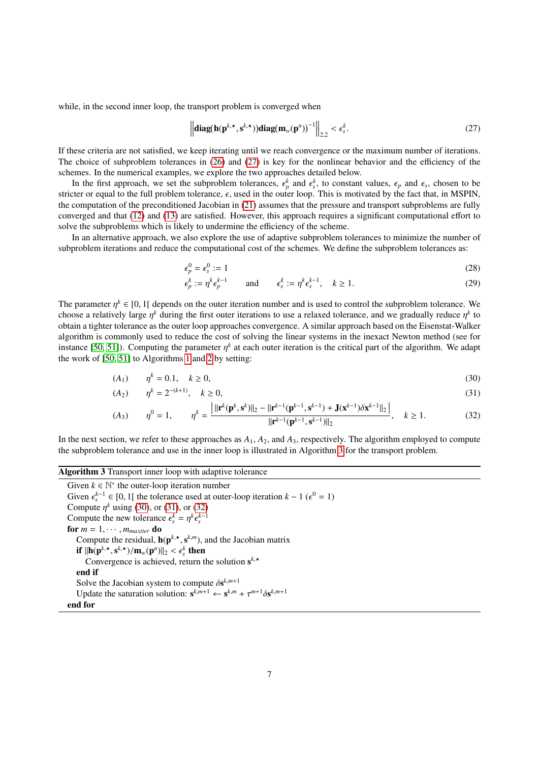while, in the second inner loop, the transport problem is converged when

$$\left\| \mathbf{diag}(\mathbf{h}(\mathbf{p}^{k,\star}, \mathbf{s}^{k,\star}))\mathbf{diag}(\mathbf{m}_w(\mathbf{p}^n))^{-1} \right\|_{2,2} < \epsilon_s^k. \tag{27}$$

If these criteria are not satisfied, we keep iterating until we reach convergence or the maximum number of iterations. The choice of subproblem tolerances in (26) and (27) is key for the nonlinear behavior and the efficiency of the schemes. In the numerical examples, we explore the two approaches detailed below.

In the first approach, we set the subproblem tolerances, $\epsilon_p^k$ and $\epsilon_s^k$, to constant values, $\epsilon_p$ and $\epsilon_s$, chosen to be stricter or equal to the full problem tolerance, $\epsilon$, used in the outer loop. This is motivated by the fact that, in MSPIN, the computation of the preconditioned Jacobian in (21) assumes that the pressure and transport subproblems are fully converged and that (12) and (13) are satisfied. However, this approach requires a significant computational effort to solve the subproblems which is likely to undermine the efficiency of the scheme.

In an alternative approach, we also explore the use of adaptive subproblem tolerances to minimize the number of subproblem iterations and reduce the computational cost of the schemes. We define the subproblem tolerances as:

$$\epsilon_p^0 = \epsilon_s^0 := 1 \tag{28}$$

$$\epsilon_p^k := \eta^k \epsilon_p^{k-1} \qquad \text{and} \qquad \epsilon_s^k := \eta^k \epsilon_s^{k-1}, \quad k \geq 1. \tag{29}$$

The parameter $\eta^k \in [0, 1[$ depends on the outer iteration number and is used to control the subproblem tolerance. We choose a relatively large $\eta^k$ during the first outer iterations to use a relaxed tolerance, and we gradually reduce $\eta^k$ to obtain a tighter tolerance as the outer loop approaches convergence. A similar approach based on the Eisenstat-Walker algorithm is commonly used to reduce the cost of solving the linear systems in the inexact Newton method (see for instance [50, 51]). Computing the parameter $\eta^k$ at each outer iteration is the critical part of the algorithm. We adapt the work of [50, 51] to Algorithms 1 and 2 by setting:

$$(A_1) \qquad \eta^k = 0.1, \quad k \geq 0, \tag{30}$$

$$(A_2) \qquad \eta^k = 2^{-(k+1)}, \quad k \geq 0, \tag{31}$$

$$(A_3) \qquad \eta^0 = 1, \qquad \eta^k = \frac{\left| \|\mathbf{r}^k(\mathbf{p}^k, \mathbf{s}^k)\|_2 - \|\mathbf{r}^{k-1}(\mathbf{p}^{k-1}, \mathbf{s}^{k-1}) + \mathbf{J}(\mathbf{x}^{k-1})\delta\mathbf{x}^{k-1}\|_2 \right|}{\|\mathbf{r}^{k-1}(\mathbf{p}^{k-1}, \mathbf{s}^{k-1})\|_2}, \quad k \geq 1. \tag{32}$$

In the next section, we refer to these approaches as $A_1$, $A_2$, and $A_3$, respectively. The algorithm employed to compute the subproblem tolerance and use in the inner loop is illustrated in Algorithm 3 for the transport problem.

**Algorithm 3** Transport inner loop with adaptive tolerance

Given $k \in \mathbb{N}^*$ the outer-loop iteration number
Given $\epsilon_s^{k-1} \in [0, 1[$ the tolerance used at outer-loop iteration $k-1$ ($\epsilon^0 = 1$)
Compute $\eta^k$ using (30), or (31), or (32)
Compute the new tolerance $\epsilon_s^k = \eta^k \epsilon_s^{k-1}$
**for** $m = 1, \cdots, m_{maxiter}$ **do**
  Compute the residual, $\mathbf{h}(\mathbf{p}^{k,\star}, \mathbf{s}^{k,m})$, and the Jacobian matrix
  **if** $\|\mathbf{h}(\mathbf{p}^{k,\star}, \mathbf{s}^{k,\star})/\mathbf{m}_w(\mathbf{p}^n)\|_2 < \epsilon_s^k$ **then**
    Convergence is achieved, return the solution $\mathbf{s}^{k,\star}$
  **end if**
  Solve the Jacobian system to compute $\delta\mathbf{s}^{k,m+1}$
  Update the saturation solution: $\mathbf{s}^{k,m+1} \leftarrow \mathbf{s}^{k,m} + \tau^{m+1}\delta\mathbf{s}^{k,m+1}$
**end for**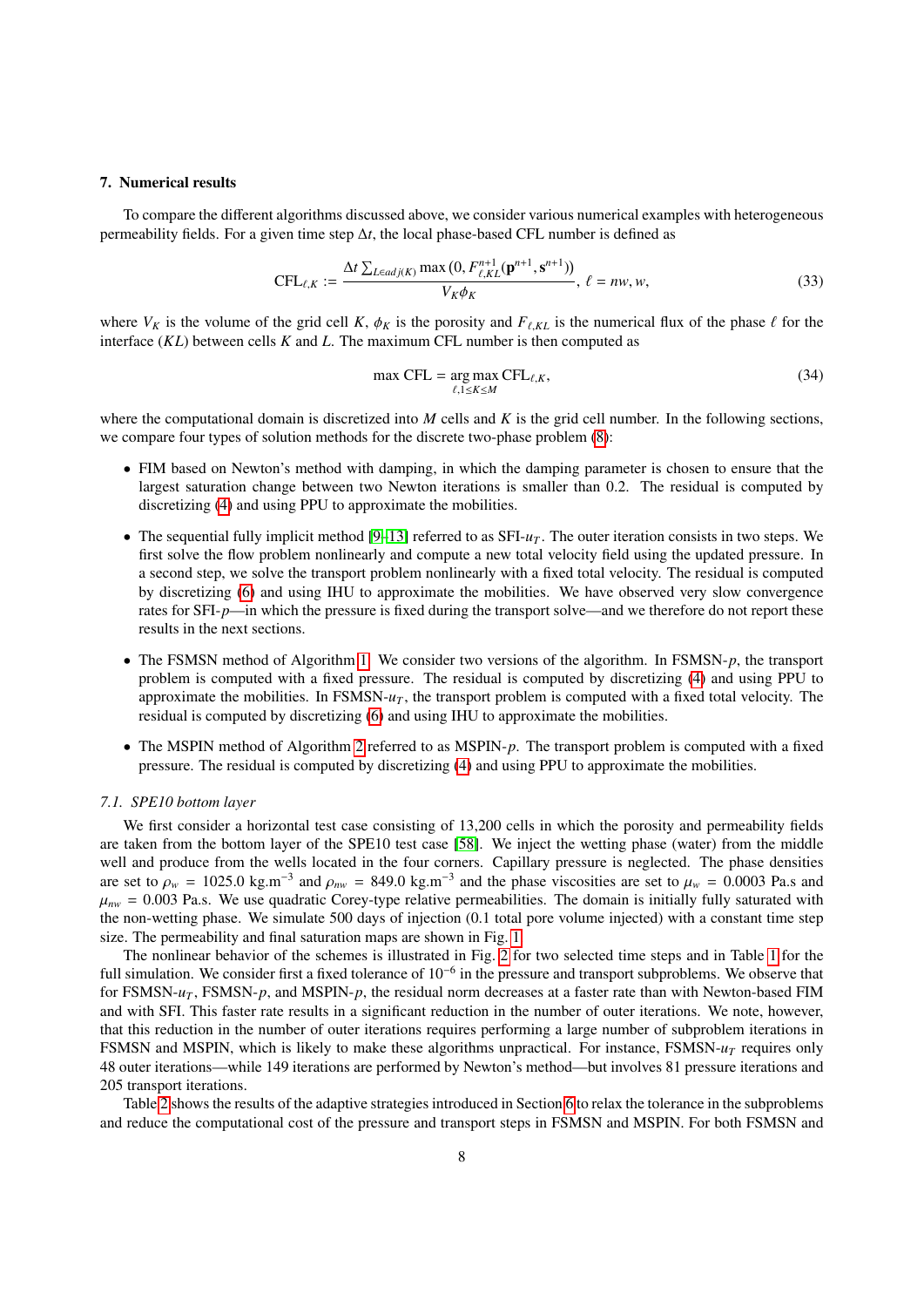## 7. Numerical results

To compare the different algorithms discussed above, we consider various numerical examples with heterogeneous permeability fields. For a given time step $\Delta t$, the local phase-based CFL number is defined as

$$\mathrm{CFL}_{\ell,K} := \frac{\Delta t \sum_{L \in adj(K)} \max\left(0, F^{n+1}_{\ell,KL}(\mathbf{p}^{n+1}, \mathbf{s}^{n+1})\right)}{V_K \phi_K}, \; \ell = nw, w, \tag{33}$$

where $V_K$ is the volume of the grid cell $K$, $\phi_K$ is the porosity and $F_{\ell,KL}$ is the numerical flux of the phase $\ell$ for the interface $(KL)$ between cells $K$ and $L$. The maximum CFL number is then computed as

$$\max \mathrm{CFL} = \underset{\ell, 1 \leq K \leq M}{\arg\max}\, \mathrm{CFL}_{\ell,K}, \tag{34}$$

where the computational domain is discretized into $M$ cells and $K$ is the grid cell number. In the following sections, we compare four types of solution methods for the discrete two-phase problem (8):

- FIM based on Newton's method with damping, in which the damping parameter is chosen to ensure that the largest saturation change between two Newton iterations is smaller than 0.2. The residual is computed by discretizing (4) and using PPU to approximate the mobilities.
- The sequential fully implicit method [9–13] referred to as SFI-$u_T$. The outer iteration consists in two steps. We first solve the flow problem nonlinearly and compute a new total velocity field using the updated pressure. In a second step, we solve the transport problem nonlinearly with a fixed total velocity. The residual is computed by discretizing (6) and using IHU to approximate the mobilities. We have observed very slow convergence rates for SFI-$p$—in which the pressure is fixed during the transport solve—and we therefore do not report these results in the next sections.
- The FSMSN method of Algorithm 1. We consider two versions of the algorithm. In FSMSN-$p$, the transport problem is computed with a fixed pressure. The residual is computed by discretizing (4) and using PPU to approximate the mobilities. In FSMSN-$u_T$, the transport problem is computed with a fixed total velocity. The residual is computed by discretizing (6) and using IHU to approximate the mobilities.
- The MSPIN method of Algorithm 2 referred to as MSPIN-$p$. The transport problem is computed with a fixed pressure. The residual is computed by discretizing (4) and using PPU to approximate the mobilities.

### 7.1. SPE10 bottom layer

We first consider a horizontal test case consisting of 13,200 cells in which the porosity and permeability fields are taken from the bottom layer of the SPE10 test case [58]. We inject the wetting phase (water) from the middle well and produce from the wells located in the four corners. Capillary pressure is neglected. The phase densities are set to $\rho_w = 1025.0$ kg.m$^{-3}$ and $\rho_{nw} = 849.0$ kg.m$^{-3}$ and the phase viscosities are set to $\mu_w = 0.0003$ Pa.s and $\mu_{nw} = 0.003$ Pa.s. We use quadratic Corey-type relative permeabilities. The domain is initially fully saturated with the non-wetting phase. We simulate 500 days of injection (0.1 total pore volume injected) with a constant time step size. The permeability and final saturation maps are shown in Fig. 1.

The nonlinear behavior of the schemes is illustrated in Fig. 2 for two selected time steps and in Table 1 for the full simulation. We consider first a fixed tolerance of $10^{-6}$ in the pressure and transport subproblems. We observe that for FSMSN-$u_T$, FSMSN-$p$, and MSPIN-$p$, the residual norm decreases at a faster rate than with Newton-based FIM and with SFI. This faster rate results in a significant reduction in the number of outer iterations. We note, however, that this reduction in the number of outer iterations requires performing a large number of subproblem iterations in FSMSN and MSPIN, which is likely to make these algorithms unpractical. For instance, FSMSN-$u_T$ requires only 48 outer iterations—while 149 iterations are performed by Newton's method—but involves 81 pressure iterations and 205 transport iterations.

Table 2 shows the results of the adaptive strategies introduced in Section 6 to relax the tolerance in the subproblems and reduce the computational cost of the pressure and transport steps in FSMSN and MSPIN. For both FSMSN and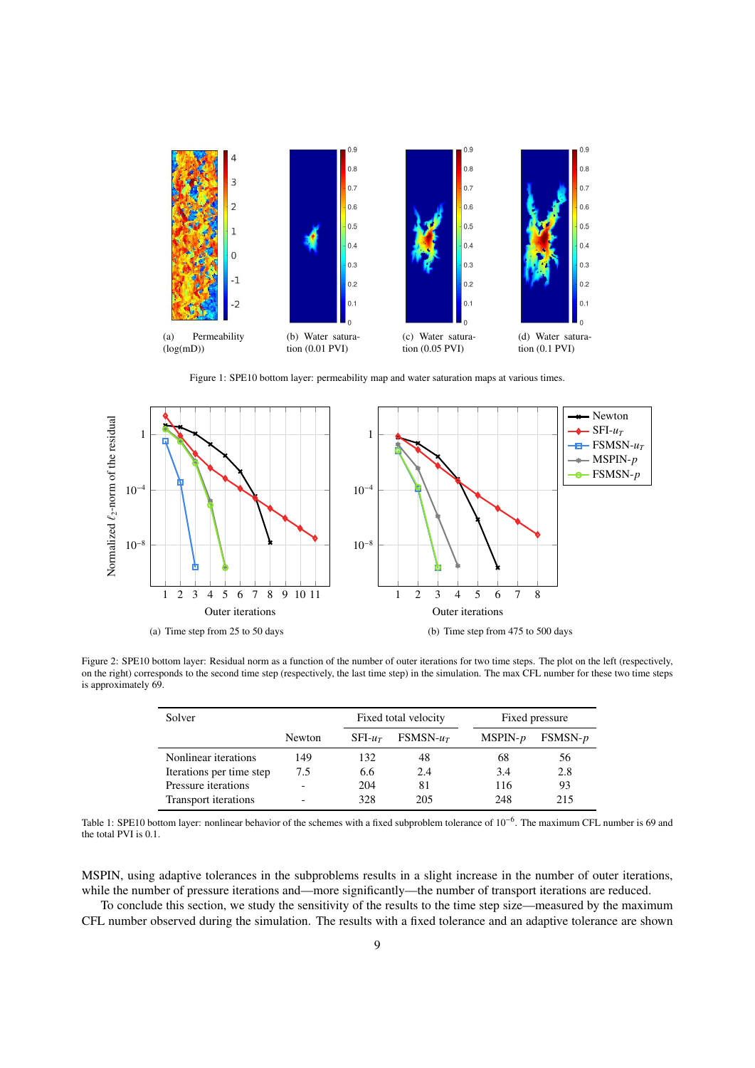(a) Permeability (log(mD))

(b) Water saturation (0.01 PVI)

(c) Water saturation (0.05 PVI)

(d) Water saturation (0.1 PVI)

Figure 1: SPE10 bottom layer: permeability map and water saturation maps at various times.

(a) Time step from 25 to 50 days

(b) Time step from 475 to 500 days

Figure 2: SPE10 bottom layer: Residual norm as a function of the number of outer iterations for two time steps. The plot on the left (respectively, on the right) corresponds to the second time step (respectively, the last time step) in the simulation. The max CFL number for these two time steps is approximately 69.

| Solver | | Fixed total velocity | | Fixed pressure | |
|---|---|---|---|---|---|
| | Newton | SFI-$u_T$ | FSMSN-$u_T$ | MSPIN-$p$ | FSMSN-$p$ |
| Nonlinear iterations | 149 | 132 | 48 | 68 | 56 |
| Iterations per time step | 7.5 | 6.6 | 2.4 | 3.4 | 2.8 |
| Pressure iterations | - | 204 | 81 | 116 | 93 |
| Transport iterations | - | 328 | 205 | 248 | 215 |

Table 1: SPE10 bottom layer: nonlinear behavior of the schemes with a fixed subproblem tolerance of $10^{-6}$. The maximum CFL number is 69 and the total PVI is 0.1.

MSPIN, using adaptive tolerances in the subproblems results in a slight increase in the number of outer iterations, while the number of pressure iterations and—more significantly—the number of transport iterations are reduced.

To conclude this section, we study the sensitivity of the results to the time step size—measured by the maximum CFL number observed during the simulation. The results with a fixed tolerance and an adaptive tolerance are shown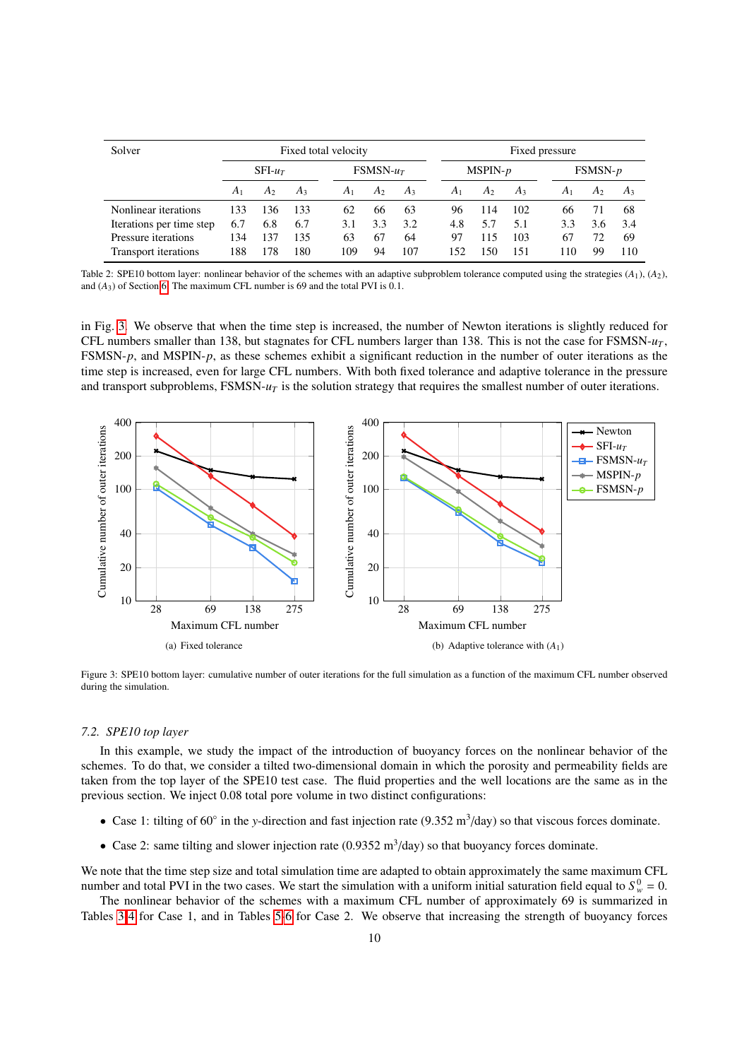| Solver | Fixed total velocity | | | | | | Fixed pressure | | | | | |
|---|---|---|---|---|---|---|---|---|---|---|---|---|
| | SFI-$u_T$ | | | FSMSN-$u_T$ | | | MSPIN-$p$ | | | FSMSN-$p$ | | |
| | $A_1$ | $A_2$ | $A_3$ | $A_1$ | $A_2$ | $A_3$ | $A_1$ | $A_2$ | $A_3$ | $A_1$ | $A_2$ | $A_3$ |
| Nonlinear iterations | 133 | 136 | 133 | 62 | 66 | 63 | 96 | 114 | 102 | 66 | 71 | 68 |
| Iterations per time step | 6.7 | 6.8 | 6.7 | 3.1 | 3.3 | 3.2 | 4.8 | 5.7 | 5.1 | 3.3 | 3.6 | 3.4 |
| Pressure iterations | 134 | 137 | 135 | 63 | 67 | 64 | 97 | 115 | 103 | 67 | 72 | 69 |
| Transport iterations | 188 | 178 | 180 | 109 | 94 | 107 | 152 | 150 | 151 | 110 | 99 | 110 |

Table 2: SPE10 bottom layer: nonlinear behavior of the schemes with an adaptive subproblem tolerance computed using the strategies ($A_1$), ($A_2$), and ($A_3$) of Section 6. The maximum CFL number is 69 and the total PVI is 0.1.

in Fig. 3. We observe that when the time step is increased, the number of Newton iterations is slightly reduced for CFL numbers smaller than 138, but stagnates for CFL numbers larger than 138. This is not the case for FSMSN-$u_T$, FSMSN-$p$, and MSPIN-$p$, as these schemes exhibit a significant reduction in the number of outer iterations as the time step is increased, even for large CFL numbers. With both fixed tolerance and adaptive tolerance in the pressure and transport subproblems, FSMSN-$u_T$ is the solution strategy that requires the smallest number of outer iterations.

(a) Fixed tolerance

(b) Adaptive tolerance with ($A_1$)

Figure 3: SPE10 bottom layer: cumulative number of outer iterations for the full simulation as a function of the maximum CFL number observed during the simulation.

### 7.2. SPE10 top layer

In this example, we study the impact of the introduction of buoyancy forces on the nonlinear behavior of the schemes. To do that, we consider a tilted two-dimensional domain in which the porosity and permeability fields are taken from the top layer of the SPE10 test case. The fluid properties and the well locations are the same as in the previous section. We inject 0.08 total pore volume in two distinct configurations:

- Case 1: tilting of 60° in the $y$-direction and fast injection rate (9.352 m$^3$/day) so that viscous forces dominate.
- Case 2: same tilting and slower injection rate (0.9352 m$^3$/day) so that buoyancy forces dominate.

We note that the time step size and total simulation time are adapted to obtain approximately the same maximum CFL number and total PVI in the two cases. We start the simulation with a uniform initial saturation field equal to $S_w^0 = 0$.

The nonlinear behavior of the schemes with a maximum CFL number of approximately 69 is summarized in Tables 3-4 for Case 1, and in Tables 5-6 for Case 2. We observe that increasing the strength of buoyancy forces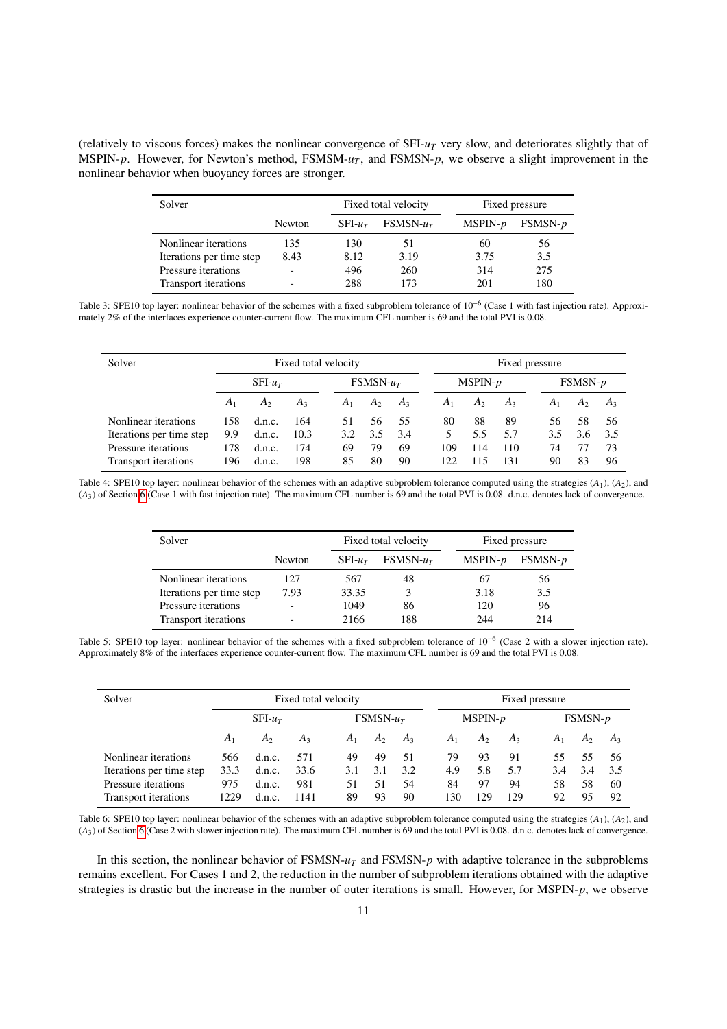(relatively to viscous forces) makes the nonlinear convergence of SFI-$u_T$ very slow, and deteriorates slightly that of MSPIN-$p$. However, for Newton's method, FSMSM-$u_T$, and FSMSN-$p$, we observe a slight improvement in the nonlinear behavior when buoyancy forces are stronger.

| Solver | | Fixed total velocity | | Fixed pressure | |
|---|---|---|---|---|---|
| | Newton | SFI-$u_T$ | FSMSN-$u_T$ | MSPIN-$p$ | FSMSN-$p$ |
| Nonlinear iterations | 135 | 130 | 51 | 60 | 56 |
| Iterations per time step | 8.43 | 8.12 | 3.19 | 3.75 | 3.5 |
| Pressure iterations | - | 496 | 260 | 314 | 275 |
| Transport iterations | - | 288 | 173 | 201 | 180 |

Table 3: SPE10 top layer: nonlinear behavior of the schemes with a fixed subproblem tolerance of $10^{-6}$ (Case 1 with fast injection rate). Approximately 2% of the interfaces experience counter-current flow. The maximum CFL number is 69 and the total PVI is 0.08.

| Solver | Fixed total velocity | | | | | | Fixed pressure | | | | | |
|---|---|---|---|---|---|---|---|---|---|---|---|---|
| | SFI-$u_T$ | | | FSMSN-$u_T$ | | | MSPIN-$p$ | | | FSMSN-$p$ | | |
| | $A_1$ | $A_2$ | $A_3$ | $A_1$ | $A_2$ | $A_3$ | $A_1$ | $A_2$ | $A_3$ | $A_1$ | $A_2$ | $A_3$ |
| Nonlinear iterations | 158 | d.n.c. | 164 | 51 | 56 | 55 | 80 | 88 | 89 | 56 | 58 | 56 |
| Iterations per time step | 9.9 | d.n.c. | 10.3 | 3.2 | 3.5 | 3.4 | 5 | 5.5 | 5.7 | 3.5 | 3.6 | 3.5 |
| Pressure iterations | 178 | d.n.c. | 174 | 69 | 79 | 69 | 109 | 114 | 110 | 74 | 77 | 73 |
| Transport iterations | 196 | d.n.c. | 198 | 85 | 80 | 90 | 122 | 115 | 131 | 90 | 83 | 96 |

Table 4: SPE10 top layer: nonlinear behavior of the schemes with an adaptive subproblem tolerance computed using the strategies ($A_1$), ($A_2$), and ($A_3$) of Section 6 (Case 1 with fast injection rate). The maximum CFL number is 69 and the total PVI is 0.08. d.n.c. denotes lack of convergence.

| Solver | | Fixed total velocity | | Fixed pressure | |
|---|---|---|---|---|---|
| | Newton | SFI-$u_T$ | FSMSN-$u_T$ | MSPIN-$p$ | FSMSN-$p$ |
| Nonlinear iterations | 127 | 567 | 48 | 67 | 56 |
| Iterations per time step | 7.93 | 33.35 | 3 | 3.18 | 3.5 |
| Pressure iterations | - | 1049 | 86 | 120 | 96 |
| Transport iterations | - | 2166 | 188 | 244 | 214 |

Table 5: SPE10 top layer: nonlinear behavior of the schemes with a fixed subproblem tolerance of $10^{-6}$ (Case 2 with a slower injection rate). Approximately 8% of the interfaces experience counter-current flow. The maximum CFL number is 69 and the total PVI is 0.08.

| Solver | Fixed total velocity | | | | | | Fixed pressure | | | | | |
|---|---|---|---|---|---|---|---|---|---|---|---|---|
| | SFI-$u_T$ | | | FSMSN-$u_T$ | | | MSPIN-$p$ | | | FSMSN-$p$ | | |
| | $A_1$ | $A_2$ | $A_3$ | $A_1$ | $A_2$ | $A_3$ | $A_1$ | $A_2$ | $A_3$ | $A_1$ | $A_2$ | $A_3$ |
| Nonlinear iterations | 566 | d.n.c. | 571 | 49 | 49 | 51 | 79 | 93 | 91 | 55 | 55 | 56 |
| Iterations per time step | 33.3 | d.n.c. | 33.6 | 3.1 | 3.1 | 3.2 | 4.9 | 5.8 | 5.7 | 3.4 | 3.4 | 3.5 |
| Pressure iterations | 975 | d.n.c. | 981 | 51 | 51 | 54 | 84 | 97 | 94 | 58 | 58 | 60 |
| Transport iterations | 1229 | d.n.c. | 1141 | 89 | 93 | 90 | 130 | 129 | 129 | 92 | 95 | 92 |

Table 6: SPE10 top layer: nonlinear behavior of the schemes with an adaptive subproblem tolerance computed using the strategies ($A_1$), ($A_2$), and ($A_3$) of Section 6 (Case 2 with slower injection rate). The maximum CFL number is 69 and the total PVI is 0.08. d.n.c. denotes lack of convergence.

In this section, the nonlinear behavior of FSMSN-$u_T$ and FSMSN-$p$ with adaptive tolerance in the subproblems remains excellent. For Cases 1 and 2, the reduction in the number of subproblem iterations obtained with the adaptive strategies is drastic but the increase in the number of outer iterations is small. However, for MSPIN-$p$, we observe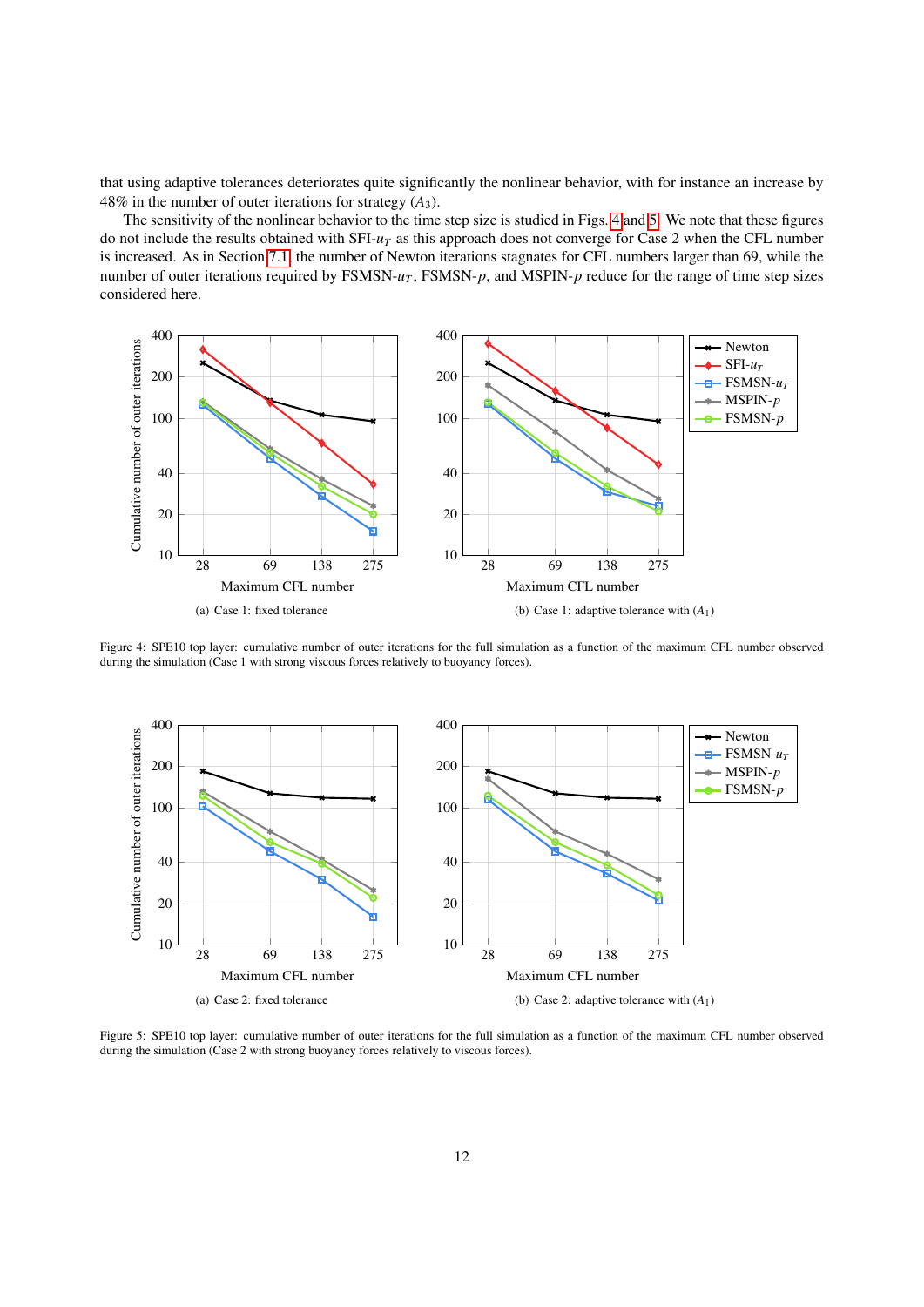that using adaptive tolerances deteriorates quite significantly the nonlinear behavior, with for instance an increase by 48% in the number of outer iterations for strategy ($A_3$).

The sensitivity of the nonlinear behavior to the time step size is studied in Figs. 4 and 5. We note that these figures do not include the results obtained with SFI-$u_T$ as this approach does not converge for Case 2 when the CFL number is increased. As in Section 7.1, the number of Newton iterations stagnates for CFL numbers larger than 69, while the number of outer iterations required by FSMSN-$u_T$, FSMSN-$p$, and MSPIN-$p$ reduce for the range of time step sizes considered here.

(a) Case 1: fixed tolerance

(b) Case 1: adaptive tolerance with ($A_1$)

Figure 4: SPE10 top layer: cumulative number of outer iterations for the full simulation as a function of the maximum CFL number observed during the simulation (Case 1 with strong viscous forces relatively to buoyancy forces).

(a) Case 2: fixed tolerance

(b) Case 2: adaptive tolerance with ($A_1$)

Figure 5: SPE10 top layer: cumulative number of outer iterations for the full simulation as a function of the maximum CFL number observed during the simulation (Case 2 with strong buoyancy forces relatively to viscous forces).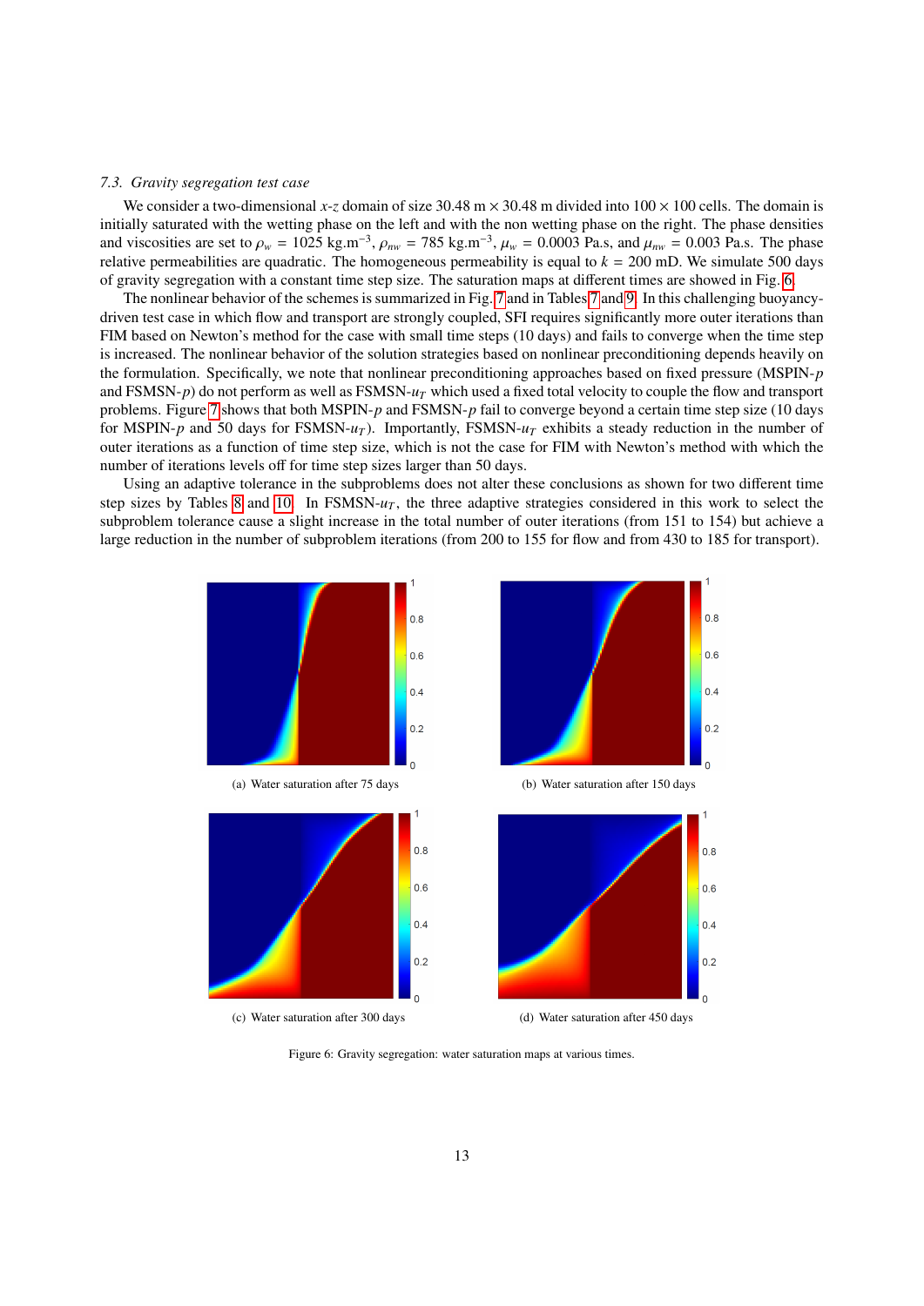### 7.3. Gravity segregation test case

We consider a two-dimensional $x$-$z$ domain of size 30.48 m $\times$ 30.48 m divided into $100 \times 100$ cells. The domain is initially saturated with the wetting phase on the left and with the non wetting phase on the right. The phase densities and viscosities are set to $\rho_w = 1025$ kg.m$^{-3}$, $\rho_{nw} = 785$ kg.m$^{-3}$, $\mu_w = 0.0003$ Pa.s, and $\mu_{nw} = 0.003$ Pa.s. The phase relative permeabilities are quadratic. The homogeneous permeability is equal to $k = 200$ mD. We simulate 500 days of gravity segregation with a constant time step size. The saturation maps at different times are showed in Fig. 6.

The nonlinear behavior of the schemes is summarized in Fig. 7 and in Tables 7 and 9. In this challenging buoyancy-driven test case in which flow and transport are strongly coupled, SFI requires significantly more outer iterations than FIM based on Newton's method for the case with small time steps (10 days) and fails to converge when the time step is increased. The nonlinear behavior of the solution strategies based on nonlinear preconditioning depends heavily on the formulation. Specifically, we note that nonlinear preconditioning approaches based on fixed pressure (MSPIN-$p$ and FSMSN-$p$) do not perform as well as FSMSN-$u_T$ which used a fixed total velocity to couple the flow and transport problems. Figure 7 shows that both MSPIN-$p$ and FSMSN-$p$ fail to converge beyond a certain time step size (10 days for MSPIN-$p$ and 50 days for FSMSN-$u_T$). Importantly, FSMSN-$u_T$ exhibits a steady reduction in the number of outer iterations as a function of time step size, which is not the case for FIM with Newton's method with which the number of iterations levels off for time step sizes larger than 50 days.

Using an adaptive tolerance in the subproblems does not alter these conclusions as shown for two different time step sizes by Tables 8 and 10. In FSMSN-$u_T$, the three adaptive strategies considered in this work to select the subproblem tolerance cause a slight increase in the total number of outer iterations (from 151 to 154) but achieve a large reduction in the number of subproblem iterations (from 200 to 155 for flow and from 430 to 185 for transport).

(a) Water saturation after 75 days

(b) Water saturation after 150 days

(c) Water saturation after 300 days

(d) Water saturation after 450 days

Figure 6: Gravity segregation: water saturation maps at various times.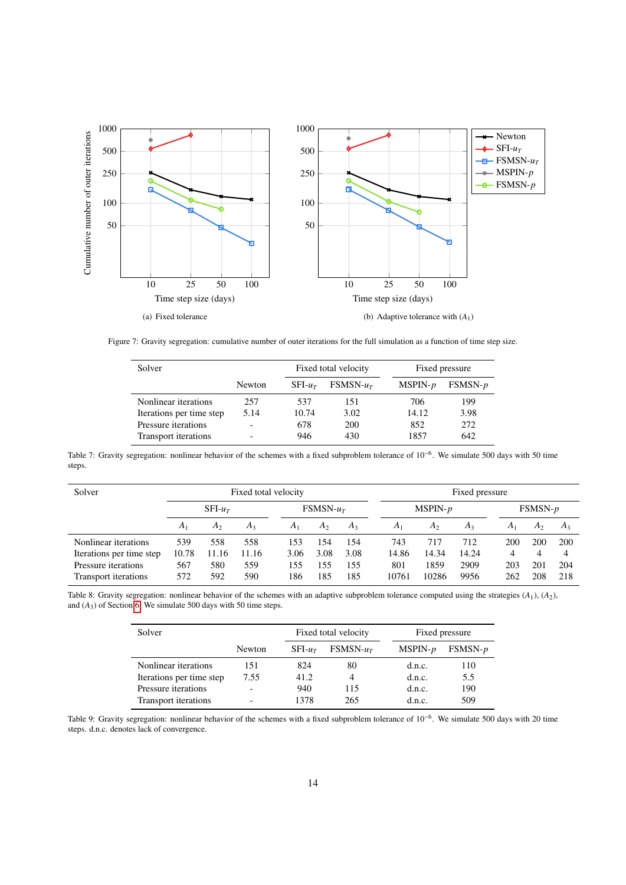Figure 7: Gravity segregation: cumulative number of outer iterations for the full simulation as a function of time step size.

(a) Fixed tolerance

(b) Adaptive tolerance with ($A_1$)

| Solver | Newton | Fixed total velocity | | Fixed pressure | |
|---|---|---|---|---|---|
| | | SFI-$u_T$ | FSMSN-$u_T$ | MSPIN-$p$ | FSMSN-$p$ |
| Nonlinear iterations | 257 | 537 | 151 | 706 | 199 |
| Iterations per time step | 5.14 | 10.74 | 3.02 | 14.12 | 3.98 |
| Pressure iterations | - | 678 | 200 | 852 | 272 |
| Transport iterations | - | 946 | 430 | 1857 | 642 |

Table 7: Gravity segregation: nonlinear behavior of the schemes with a fixed subproblem tolerance of $10^{-6}$. We simulate 500 days with 50 time steps.

| Solver | Fixed total velocity | | | | | | Fixed pressure | | | | | |
|---|---|---|---|---|---|---|---|---|---|---|---|---|
| | SFI-$u_T$ | | | FSMSN-$u_T$ | | | MSPIN-$p$ | | | FSMSN-$p$ | | |
| | $A_1$ | $A_2$ | $A_3$ | $A_1$ | $A_2$ | $A_3$ | $A_1$ | $A_2$ | $A_3$ | $A_1$ | $A_2$ | $A_3$ |
| Nonlinear iterations | 539 | 558 | 558 | 153 | 154 | 154 | 743 | 717 | 712 | 200 | 200 | 200 |
| Iterations per time step | 10.78 | 11.16 | 11.16 | 3.06 | 3.08 | 3.08 | 14.86 | 14.34 | 14.24 | 4 | 4 | 4 |
| Pressure iterations | 567 | 580 | 559 | 155 | 155 | 155 | 801 | 1859 | 2909 | 203 | 201 | 204 |
| Transport iterations | 572 | 592 | 590 | 186 | 185 | 185 | 10761 | 10286 | 9956 | 262 | 208 | 218 |

Table 8: Gravity segregation: nonlinear behavior of the schemes with an adaptive subproblem tolerance computed using the strategies ($A_1$), ($A_2$), and ($A_3$) of Section 6. We simulate 500 days with 50 time steps.

| Solver | Newton | Fixed total velocity | | Fixed pressure | |
|---|---|---|---|---|---|
| | | SFI-$u_T$ | FSMSN-$u_T$ | MSPIN-$p$ | FSMSN-$p$ |
| Nonlinear iterations | 151 | 824 | 80 | d.n.c. | 110 |
| Iterations per time step | 7.55 | 41.2 | 4 | d.n.c. | 5.5 |
| Pressure iterations | - | 940 | 115 | d.n.c. | 190 |
| Transport iterations | - | 1378 | 265 | d.n.c. | 509 |

Table 9: Gravity segregation: nonlinear behavior of the schemes with a fixed subproblem tolerance of $10^{-6}$. We simulate 500 days with 20 time steps. d.n.c. denotes lack of convergence.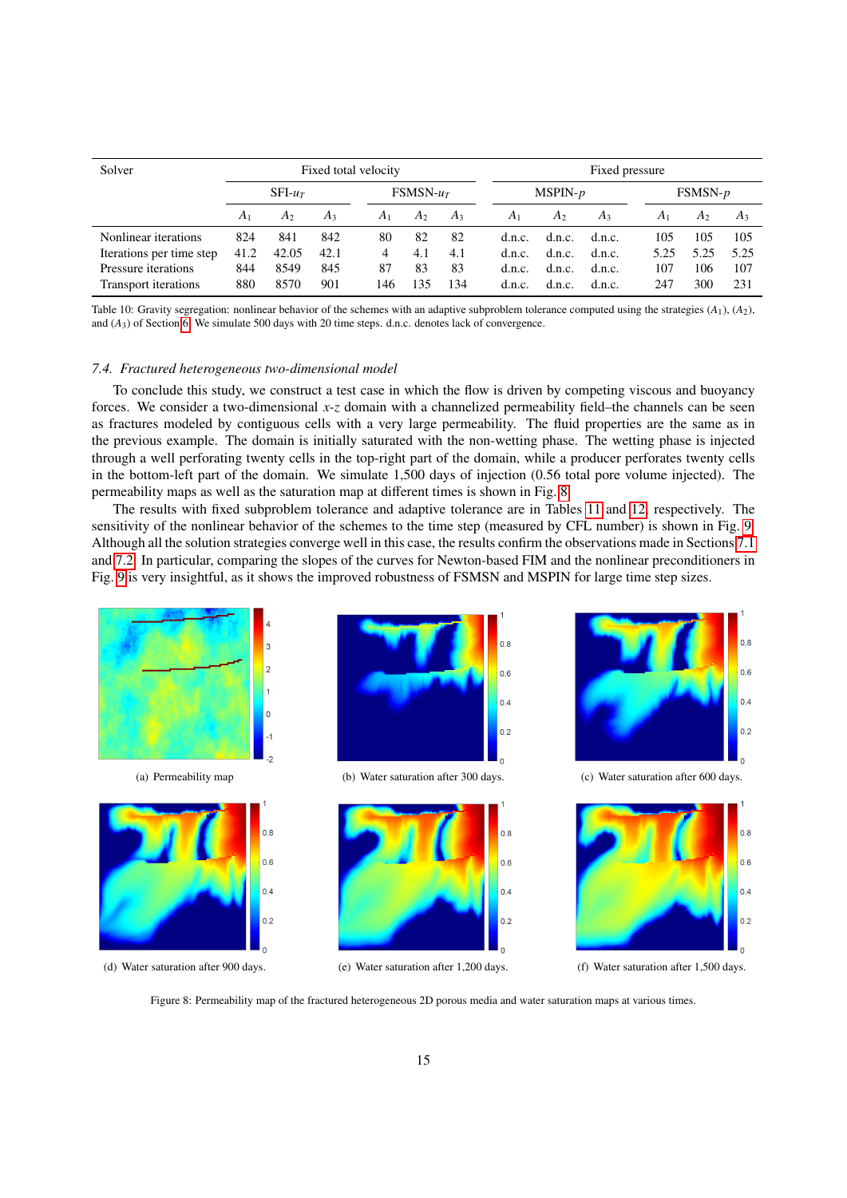| Solver | Fixed total velocity | | | | | | Fixed pressure | | | | | |
|---|---|---|---|---|---|---|---|---|---|---|---|---|
| | SFI-$u_T$ | | | FSMSN-$u_T$ | | | MSPIN-$p$ | | | FSMSN-$p$ | | |
| | $A_1$ | $A_2$ | $A_3$ | $A_1$ | $A_2$ | $A_3$ | $A_1$ | $A_2$ | $A_3$ | $A_1$ | $A_2$ | $A_3$ |
| Nonlinear iterations | 824 | 841 | 842 | 80 | 82 | 82 | d.n.c. | d.n.c. | d.n.c. | 105 | 105 | 105 |
| Iterations per time step | 41.2 | 42.05 | 42.1 | 4 | 4.1 | 4.1 | d.n.c. | d.n.c. | d.n.c. | 5.25 | 5.25 | 5.25 |
| Pressure iterations | 844 | 8549 | 845 | 87 | 83 | 83 | d.n.c. | d.n.c. | d.n.c. | 107 | 106 | 107 |
| Transport iterations | 880 | 8570 | 901 | 146 | 135 | 134 | d.n.c. | d.n.c. | d.n.c. | 247 | 300 | 231 |

Table 10: Gravity segregation: nonlinear behavior of the schemes with an adaptive subproblem tolerance computed using the strategies ($A_1$), ($A_2$), and ($A_3$) of Section 6. We simulate 500 days with 20 time steps. d.n.c. denotes lack of convergence.

### 7.4. *Fractured heterogeneous two-dimensional model*

To conclude this study, we construct a test case in which the flow is driven by competing viscous and buoyancy forces. We consider a two-dimensional $x$-$z$ domain with a channelized permeability field–the channels can be seen as fractures modeled by contiguous cells with a very large permeability. The fluid properties are the same as in the previous example. The domain is initially saturated with the non-wetting phase. The wetting phase is injected through a well perforating twenty cells in the top-right part of the domain, while a producer perforates twenty cells in the bottom-left part of the domain. We simulate 1,500 days of injection (0.56 total pore volume injected). The permeability maps as well as the saturation map at different times is shown in Fig. 8.

The results with fixed subproblem tolerance and adaptive tolerance are in Tables 11 and 12, respectively. The sensitivity of the nonlinear behavior of the schemes to the time step (measured by CFL number) is shown in Fig. 9. Although all the solution strategies converge well in this case, the results confirm the observations made in Sections 7.1 and 7.2. In particular, comparing the slopes of the curves for Newton-based FIM and the nonlinear preconditioners in Fig. 9 is very insightful, as it shows the improved robustness of FSMSN and MSPIN for large time step sizes.

(a) Permeability map

(b) Water saturation after 300 days.

(c) Water saturation after 600 days.

(d) Water saturation after 900 days.

(e) Water saturation after 1,200 days.

(f) Water saturation after 1,500 days.

Figure 8: Permeability map of the fractured heterogeneous 2D porous media and water saturation maps at various times.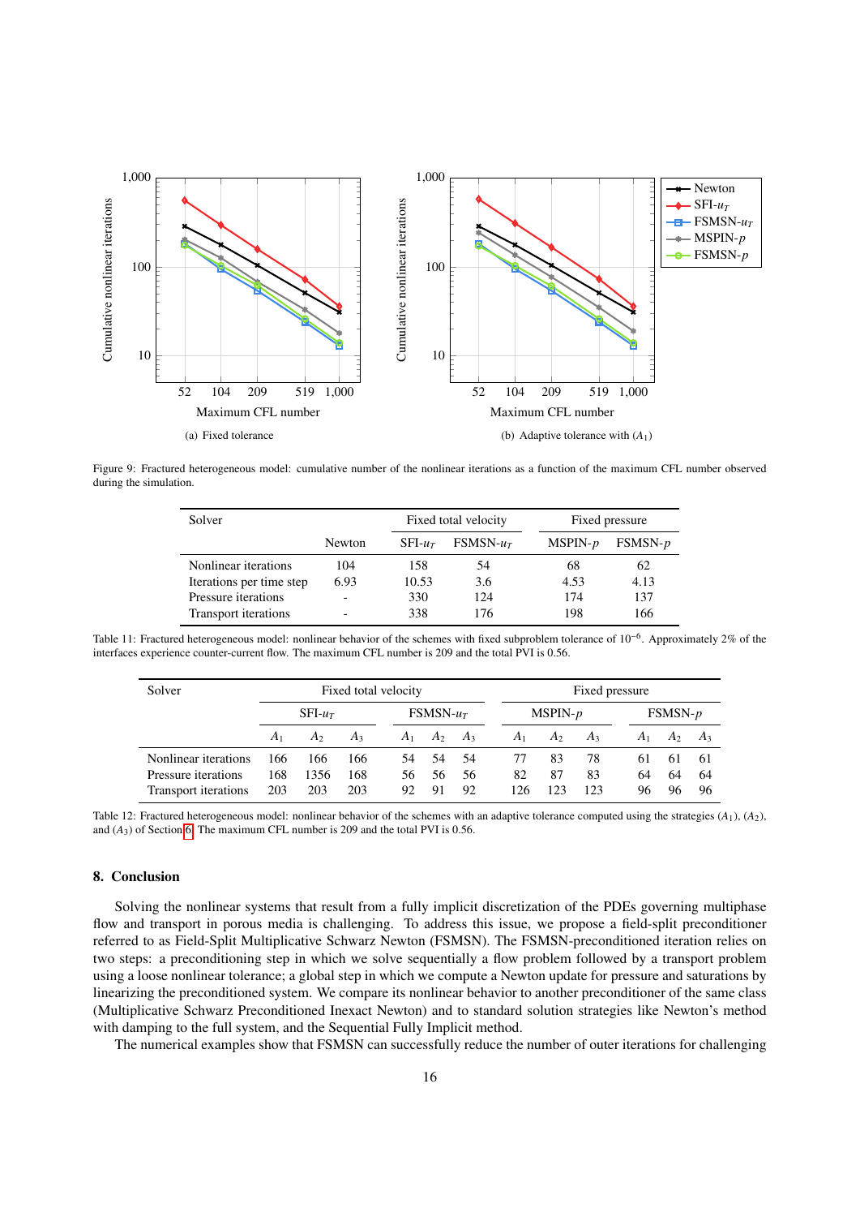Figure 9: Fractured heterogeneous model: cumulative number of the nonlinear iterations as a function of the maximum CFL number observed during the simulation.

(a) Fixed tolerance

(b) Adaptive tolerance with ($A_1$)

| Solver | | Fixed total velocity | | Fixed pressure | |
|---|---|---|---|---|---|
| | Newton | SFI-$u_T$ | FSMSN-$u_T$ | MSPIN-$p$ | FSMSN-$p$ |
| Nonlinear iterations | 104 | 158 | 54 | 68 | 62 |
| Iterations per time step | 6.93 | 10.53 | 3.6 | 4.53 | 4.13 |
| Pressure iterations | - | 330 | 124 | 174 | 137 |
| Transport iterations | - | 338 | 176 | 198 | 166 |

Table 11: Fractured heterogeneous model: nonlinear behavior of the schemes with fixed subproblem tolerance of $10^{-6}$. Approximately 2% of the interfaces experience counter-current flow. The maximum CFL number is 209 and the total PVI is 0.56.

| Solver | Fixed total velocity | | | | | | Fixed pressure | | | | | |
|---|---|---|---|---|---|---|---|---|---|---|---|---|
| | SFI-$u_T$ | | | FSMSN-$u_T$ | | | MSPIN-$p$ | | | FSMSN-$p$ | | |
| | $A_1$ | $A_2$ | $A_3$ | $A_1$ | $A_2$ | $A_3$ | $A_1$ | $A_2$ | $A_3$ | $A_1$ | $A_2$ | $A_3$ |
| Nonlinear iterations | 166 | 166 | 166 | 54 | 54 | 54 | 77 | 83 | 78 | 61 | 61 | 61 |
| Pressure iterations | 168 | 1356 | 168 | 56 | 56 | 56 | 82 | 87 | 83 | 64 | 64 | 64 |
| Transport iterations | 203 | 203 | 203 | 92 | 91 | 92 | 126 | 123 | 123 | 96 | 96 | 96 |

Table 12: Fractured heterogeneous model: nonlinear behavior of the schemes with an adaptive tolerance computed using the strategies ($A_1$), ($A_2$), and ($A_3$) of Section 6. The maximum CFL number is 209 and the total PVI is 0.56.

## 8. Conclusion

Solving the nonlinear systems that result from a fully implicit discretization of the PDEs governing multiphase flow and transport in porous media is challenging. To address this issue, we propose a field-split preconditioner referred to as Field-Split Multiplicative Schwarz Newton (FSMSN). The FSMSN-preconditioned iteration relies on two steps: a preconditioning step in which we solve sequentially a flow problem followed by a transport problem using a loose nonlinear tolerance; a global step in which we compute a Newton update for pressure and saturations by linearizing the preconditioned system. We compare its nonlinear behavior to another preconditioner of the same class (Multiplicative Schwarz Preconditioned Inexact Newton) and to standard solution strategies like Newton's method with damping to the full system, and the Sequential Fully Implicit method.

The numerical examples show that FSMSN can successfully reduce the number of outer iterations for challenging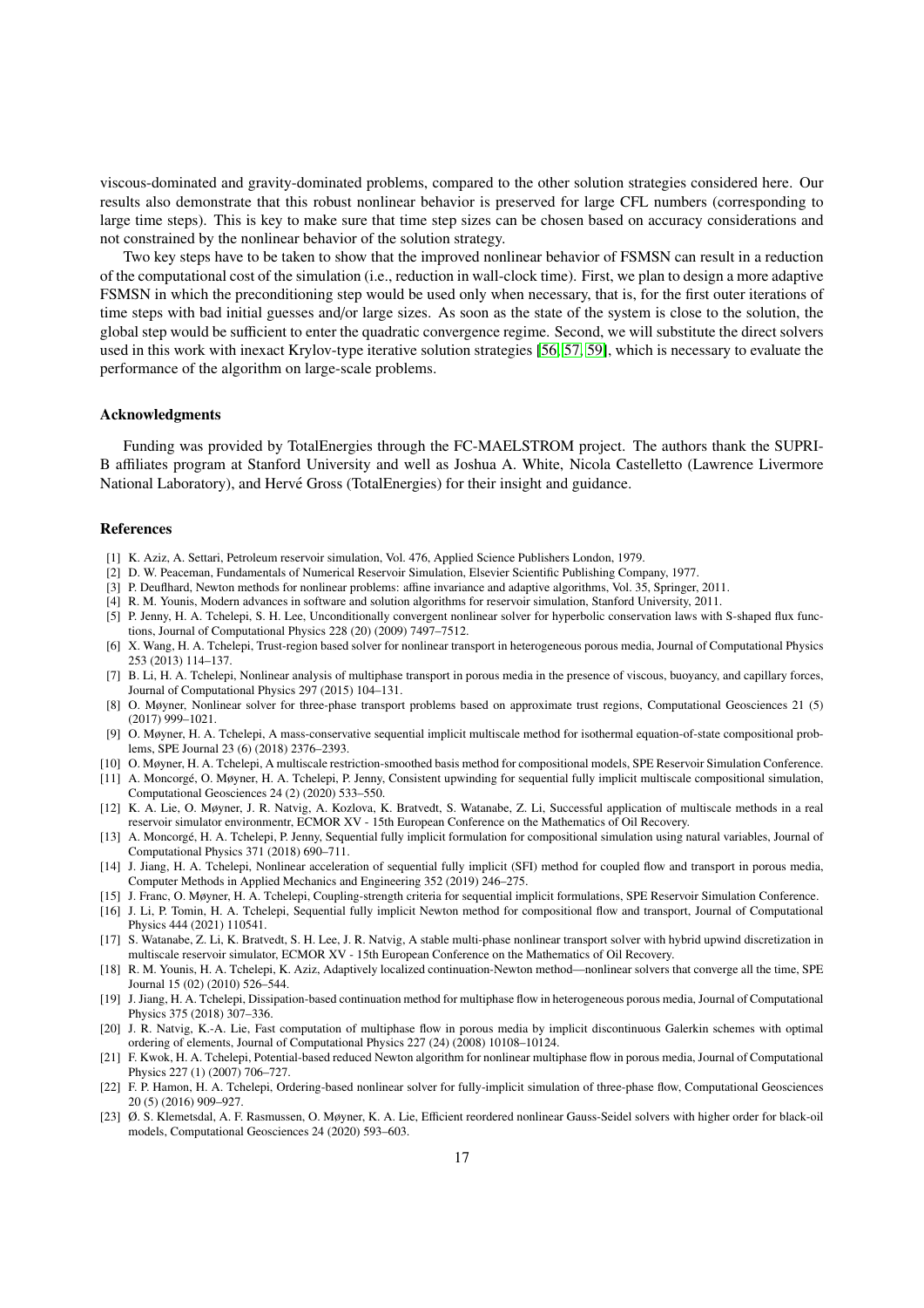viscous-dominated and gravity-dominated problems, compared to the other solution strategies considered here. Our results also demonstrate that this robust nonlinear behavior is preserved for large CFL numbers (corresponding to large time steps). This is key to make sure that time step sizes can be chosen based on accuracy considerations and not constrained by the nonlinear behavior of the solution strategy.

Two key steps have to be taken to show that the improved nonlinear behavior of FSMSN can result in a reduction of the computational cost of the simulation (i.e., reduction in wall-clock time). First, we plan to design a more adaptive FSMSN in which the preconditioning step would be used only when necessary, that is, for the first outer iterations of time steps with bad initial guesses and/or large sizes. As soon as the state of the system is close to the solution, the global step would be sufficient to enter the quadratic convergence regime. Second, we will substitute the direct solvers used in this work with inexact Krylov-type iterative solution strategies [56, 57, 59], which is necessary to evaluate the performance of the algorithm on large-scale problems.

## Acknowledgments

Funding was provided by TotalEnergies through the FC-MAELSTROM project. The authors thank the SUPRI-B affiliates program at Stanford University and well as Joshua A. White, Nicola Castelletto (Lawrence Livermore National Laboratory), and Hervé Gross (TotalEnergies) for their insight and guidance.

## References

- [1] K. Aziz, A. Settari, Petroleum reservoir simulation, Vol. 476, Applied Science Publishers London, 1979.
- [2] D. W. Peaceman, Fundamentals of Numerical Reservoir Simulation, Elsevier Scientific Publishing Company, 1977.
- [3] P. Deuflhard, Newton methods for nonlinear problems: affine invariance and adaptive algorithms, Vol. 35, Springer, 2011.
- [4] R. M. Younis, Modern advances in software and solution algorithms for reservoir simulation, Stanford University, 2011.
- [5] P. Jenny, H. A. Tchelepi, S. H. Lee, Unconditionally convergent nonlinear solver for hyperbolic conservation laws with S-shaped flux functions, Journal of Computational Physics 228 (20) (2009) 7497–7512.
- [6] X. Wang, H. A. Tchelepi, Trust-region based solver for nonlinear transport in heterogeneous porous media, Journal of Computational Physics 253 (2013) 114–137.
- [7] B. Li, H. A. Tchelepi, Nonlinear analysis of multiphase transport in porous media in the presence of viscous, buoyancy, and capillary forces, Journal of Computational Physics 297 (2015) 104–131.
- [8] O. Møyner, Nonlinear solver for three-phase transport problems based on approximate trust regions, Computational Geosciences 21 (5) (2017) 999–1021.
- [9] O. Møyner, H. A. Tchelepi, A mass-conservative sequential implicit multiscale method for isothermal equation-of-state compositional problems, SPE Journal 23 (6) (2018) 2376–2393.
- [10] O. Møyner, H. A. Tchelepi, A multiscale restriction-smoothed basis method for compositional models, SPE Reservoir Simulation Conference.
- [11] A. Moncorgé, O. Møyner, H. A. Tchelepi, P. Jenny, Consistent upwinding for sequential fully implicit multiscale compositional simulation, Computational Geosciences 24 (2) (2020) 533–550.
- [12] K. A. Lie, O. Møyner, J. R. Natvig, A. Kozlova, K. Bratvedt, S. Watanabe, Z. Li, Successful application of multiscale methods in a real reservoir simulator environmentr, ECMOR XV - 15th European Conference on the Mathematics of Oil Recovery.
- [13] A. Moncorgé, H. A. Tchelepi, P. Jenny, Sequential fully implicit formulation for compositional simulation using natural variables, Journal of Computational Physics 371 (2018) 690–711.
- [14] J. Jiang, H. A. Tchelepi, Nonlinear acceleration of sequential fully implicit (SFI) method for coupled flow and transport in porous media, Computer Methods in Applied Mechanics and Engineering 352 (2019) 246–275.
- [15] J. Franc, O. Møyner, H. A. Tchelepi, Coupling-strength criteria for sequential implicit formulations, SPE Reservoir Simulation Conference.
- [16] J. Li, P. Tomin, H. A. Tchelepi, Sequential fully implicit Newton method for compositional flow and transport, Journal of Computational Physics 444 (2021) 110541.
- [17] S. Watanabe, Z. Li, K. Bratvedt, S. H. Lee, J. R. Natvig, A stable multi-phase nonlinear transport solver with hybrid upwind discretization in multiscale reservoir simulator, ECMOR XV - 15th European Conference on the Mathematics of Oil Recovery.
- [18] R. M. Younis, H. A. Tchelepi, K. Aziz, Adaptively localized continuation-Newton method—nonlinear solvers that converge all the time, SPE Journal 15 (02) (2010) 526–544.
- [19] J. Jiang, H. A. Tchelepi, Dissipation-based continuation method for multiphase flow in heterogeneous porous media, Journal of Computational Physics 375 (2018) 307–336.
- [20] J. R. Natvig, K.-A. Lie, Fast computation of multiphase flow in porous media by implicit discontinuous Galerkin schemes with optimal ordering of elements, Journal of Computational Physics 227 (24) (2008) 10108–10124.
- [21] F. Kwok, H. A. Tchelepi, Potential-based reduced Newton algorithm for nonlinear multiphase flow in porous media, Journal of Computational Physics 227 (1) (2007) 706–727.
- [22] F. P. Hamon, H. A. Tchelepi, Ordering-based nonlinear solver for fully-implicit simulation of three-phase flow, Computational Geosciences 20 (5) (2016) 909–927.
- [23] Ø. S. Klemetsdal, A. F. Rasmussen, O. Møyner, K. A. Lie, Efficient reordered nonlinear Gauss-Seidel solvers with higher order for black-oil models, Computational Geosciences 24 (2020) 593–603.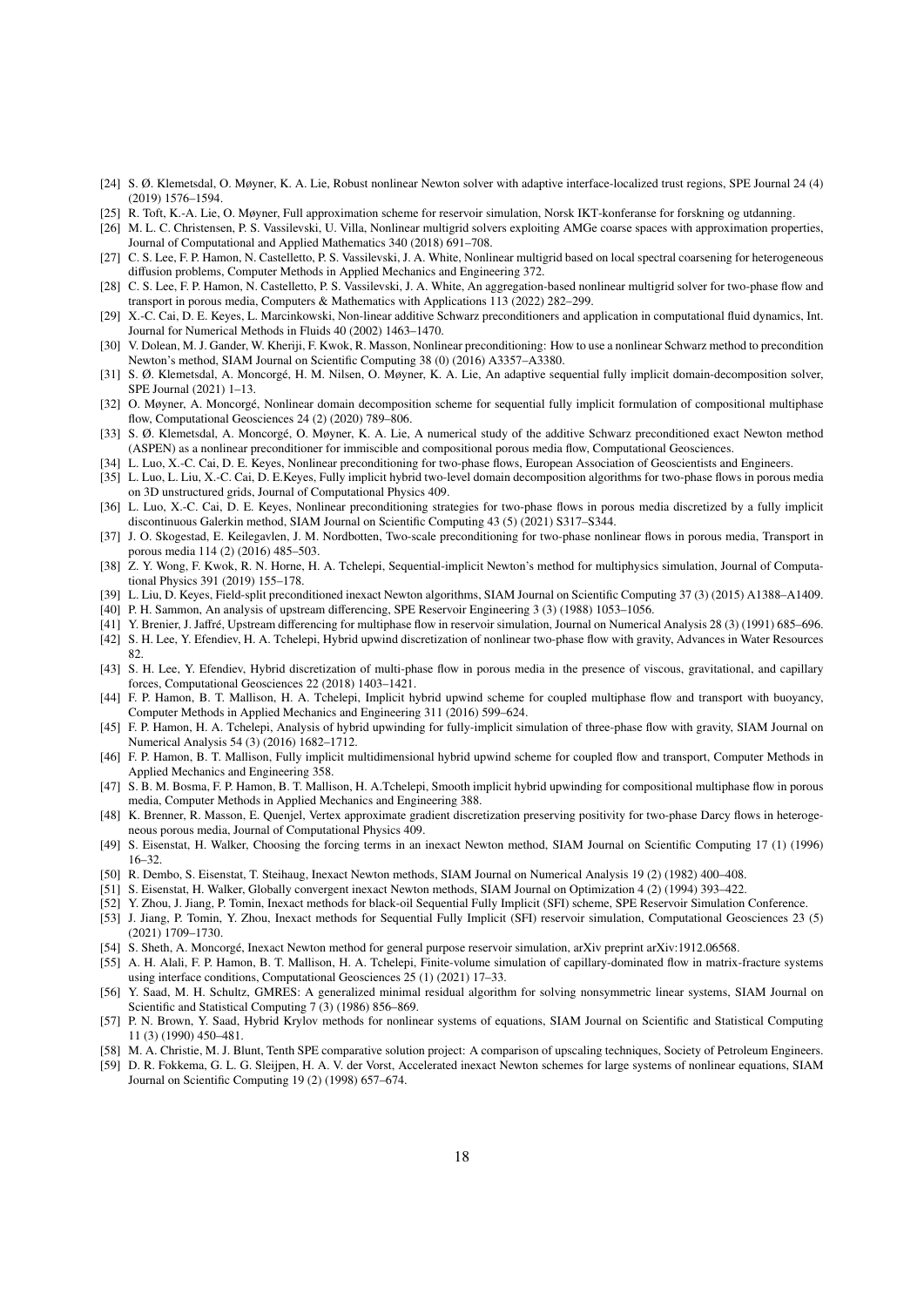[24] S. Ø. Klemetsdal, O. Møyner, K. A. Lie, Robust nonlinear Newton solver with adaptive interface-localized trust regions, SPE Journal 24 (4) (2019) 1576–1594.

[25] R. Toft, K.-A. Lie, O. Møyner, Full approximation scheme for reservoir simulation, Norsk IKT-konferanse for forskning og utdanning.

[26] M. L. C. Christensen, P. S. Vassilevski, U. Villa, Nonlinear multigrid solvers exploiting AMGe coarse spaces with approximation properties, Journal of Computational and Applied Mathematics 340 (2018) 691–708.

[27] C. S. Lee, F. P. Hamon, N. Castelletto, P. S. Vassilevski, J. A. White, Nonlinear multigrid based on local spectral coarsening for heterogeneous diffusion problems, Computer Methods in Applied Mechanics and Engineering 372.

[28] C. S. Lee, F. P. Hamon, N. Castelletto, P. S. Vassilevski, J. A. White, An aggregation-based nonlinear multigrid solver for two-phase flow and transport in porous media, Computers & Mathematics with Applications 113 (2022) 282–299.

[29] X.-C. Cai, D. E. Keyes, L. Marcinkowski, Non-linear additive Schwarz preconditioners and application in computational fluid dynamics, Int. Journal for Numerical Methods in Fluids 40 (2002) 1463–1470.

[30] V. Dolean, M. J. Gander, W. Kheriji, F. Kwok, R. Masson, Nonlinear preconditioning: How to use a nonlinear Schwarz method to precondition Newton's method, SIAM Journal on Scientific Computing 38 (0) (2016) A3357–A3380.

[31] S. Ø. Klemetsdal, A. Moncorgé, H. M. Nilsen, O. Møyner, K. A. Lie, An adaptive sequential fully implicit domain-decomposition solver, SPE Journal (2021) 1–13.

[32] O. Møyner, A. Moncorgé, Nonlinear domain decomposition scheme for sequential fully implicit formulation of compositional multiphase flow, Computational Geosciences 24 (2) (2020) 789–806.

[33] S. Ø. Klemetsdal, A. Moncorgé, O. Møyner, K. A. Lie, A numerical study of the additive Schwarz preconditioned exact Newton method (ASPEN) as a nonlinear preconditioner for immiscible and compositional porous media flow, Computational Geosciences.

[34] L. Luo, X.-C. Cai, D. E. Keyes, Nonlinear preconditioning for two-phase flows, European Association of Geoscientists and Engineers.

[35] L. Luo, L. Liu, X.-C. Cai, D. E.Keyes, Fully implicit hybrid two-level domain decomposition algorithms for two-phase flows in porous media on 3D unstructured grids, Journal of Computational Physics 409.

[36] L. Luo, X.-C. Cai, D. E. Keyes, Nonlinear preconditioning strategies for two-phase flows in porous media discretized by a fully implicit discontinuous Galerkin method, SIAM Journal on Scientific Computing 43 (5) (2021) S317–S344.

[37] J. O. Skogestad, E. Keilegavlen, J. M. Nordbotten, Two-scale preconditioning for two-phase nonlinear flows in porous media, Transport in porous media 114 (2) (2016) 485–503.

[38] Z. Y. Wong, F. Kwok, R. N. Horne, H. A. Tchelepi, Sequential-implicit Newton's method for multiphysics simulation, Journal of Computational Physics 391 (2019) 155–178.

[39] L. Liu, D. Keyes, Field-split preconditioned inexact Newton algorithms, SIAM Journal on Scientific Computing 37 (3) (2015) A1388–A1409.

[40] P. H. Sammon, An analysis of upstream differencing, SPE Reservoir Engineering 3 (3) (1988) 1053–1056.

[41] Y. Brenier, J. Jaffré, Upstream differencing for multiphase flow in reservoir simulation, Journal on Numerical Analysis 28 (3) (1991) 685–696.

[42] S. H. Lee, Y. Efendiev, H. A. Tchelepi, Hybrid upwind discretization of nonlinear two-phase flow with gravity, Advances in Water Resources 82.

[43] S. H. Lee, Y. Efendiev, Hybrid discretization of multi-phase flow in porous media in the presence of viscous, gravitational, and capillary forces, Computational Geosciences 22 (2018) 1403–1421.

[44] F. P. Hamon, B. T. Mallison, H. A. Tchelepi, Implicit hybrid upwind scheme for coupled multiphase flow and transport with buoyancy, Computer Methods in Applied Mechanics and Engineering 311 (2016) 599–624.

[45] F. P. Hamon, H. A. Tchelepi, Analysis of hybrid upwinding for fully-implicit simulation of three-phase flow with gravity, SIAM Journal on Numerical Analysis 54 (3) (2016) 1682–1712.

[46] F. P. Hamon, B. T. Mallison, Fully implicit multidimensional hybrid upwind scheme for coupled flow and transport, Computer Methods in Applied Mechanics and Engineering 358.

[47] S. B. M. Bosma, F. P. Hamon, B. T. Mallison, H. A.Tchelepi, Smooth implicit hybrid upwinding for compositional multiphase flow in porous media, Computer Methods in Applied Mechanics and Engineering 388.

[48] K. Brenner, R. Masson, E. Quenjel, Vertex approximate gradient discretization preserving positivity for two-phase Darcy flows in heterogeneous porous media, Journal of Computational Physics 409.

[49] S. Eisenstat, H. Walker, Choosing the forcing terms in an inexact Newton method, SIAM Journal on Scientific Computing 17 (1) (1996) 16–32.

[50] R. Dembo, S. Eisenstat, T. Steihaug, Inexact Newton methods, SIAM Journal on Numerical Analysis 19 (2) (1982) 400–408.

[51] S. Eisenstat, H. Walker, Globally convergent inexact Newton methods, SIAM Journal on Optimization 4 (2) (1994) 393–422.

[52] Y. Zhou, J. Jiang, P. Tomin, Inexact methods for black-oil Sequential Fully Implicit (SFI) scheme, SPE Reservoir Simulation Conference.

[53] J. Jiang, P. Tomin, Y. Zhou, Inexact methods for Sequential Fully Implicit (SFI) reservoir simulation, Computational Geosciences 23 (5) (2021) 1709–1730.

[54] S. Sheth, A. Moncorgé, Inexact Newton method for general purpose reservoir simulation, arXiv preprint arXiv:1912.06568.

[55] A. H. Alali, F. P. Hamon, B. T. Mallison, H. A. Tchelepi, Finite-volume simulation of capillary-dominated flow in matrix-fracture systems using interface conditions, Computational Geosciences 25 (1) (2021) 17–33.

[56] Y. Saad, M. H. Schultz, GMRES: A generalized minimal residual algorithm for solving nonsymmetric linear systems, SIAM Journal on Scientific and Statistical Computing 7 (3) (1986) 856–869.

[57] P. N. Brown, Y. Saad, Hybrid Krylov methods for nonlinear systems of equations, SIAM Journal on Scientific and Statistical Computing 11 (3) (1990) 450–481.

[58] M. A. Christie, M. J. Blunt, Tenth SPE comparative solution project: A comparison of upscaling techniques, Society of Petroleum Engineers.

[59] D. R. Fokkema, G. L. G. Sleijpen, H. A. V. der Vorst, Accelerated inexact Newton schemes for large systems of nonlinear equations, SIAM Journal on Scientific Computing 19 (2) (1998) 657–674.